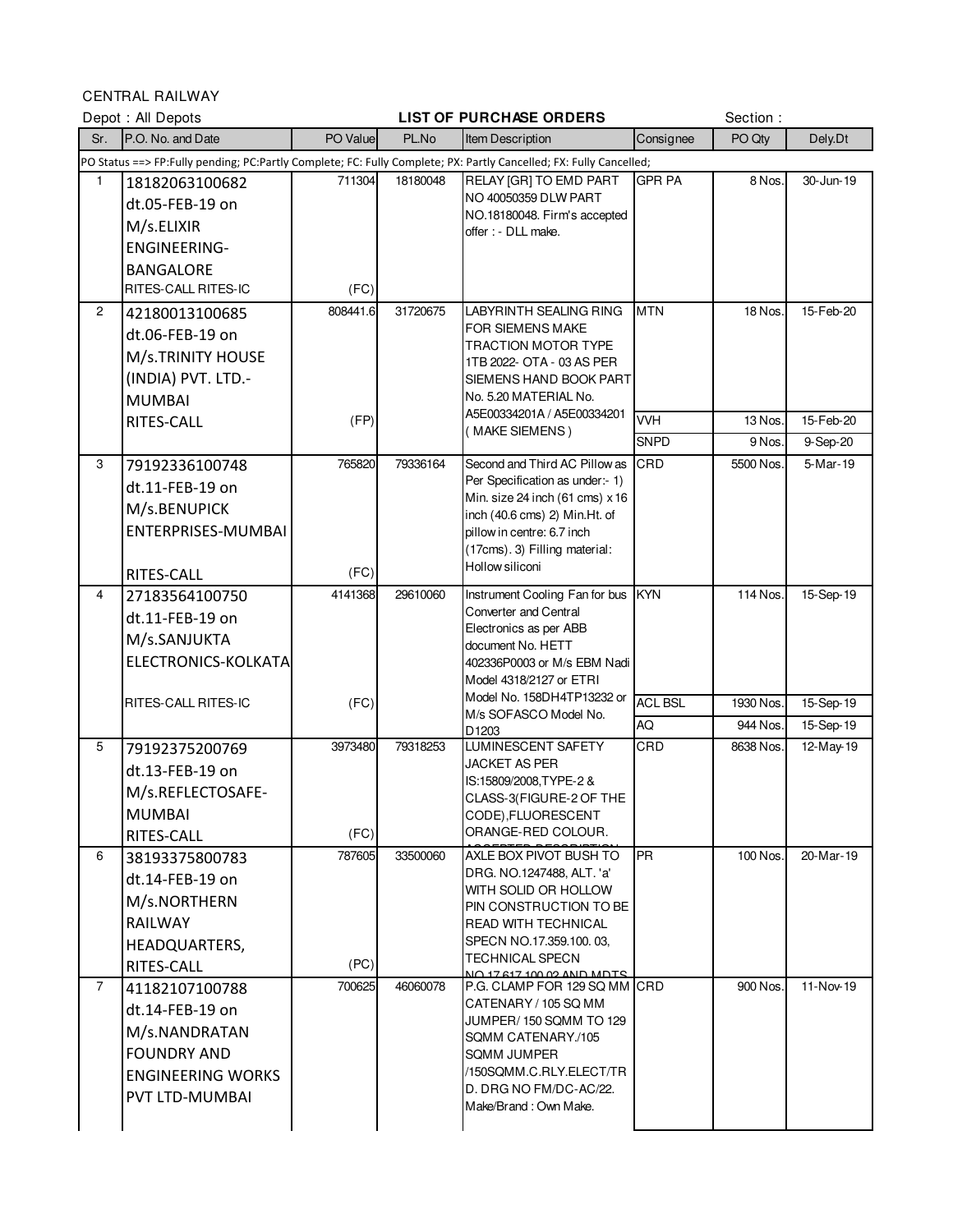CENTRAL RAILWAY

Depot : All Depots **LIST OF PURCHASE ORDERS** Section :

| Sr. | P.O. No. and Date | PO Value | PL.No | Item Description | Consignee | PO Qty | Dely.Dt |
|---|---|---|---|---|---|---|---|
| PO Status ==> FP:Fully pending; PC:Partly Complete; FC: Fully Complete; PX: Partly Cancelled; FX: Fully Cancelled; | | | | | | | |
| 1 | 18182063100682 dt.05-FEB-19 on M/s.ELIXIR ENGINEERING-BANGALORE RITES-CALL RITES-IC | 711304 (FC) | 18180048 | RELAY [GR] TO EMD PART NO 40050359 DLW PART NO.18180048. Firm's accepted offer : - DLL make. | GPR PA | 8 Nos. | 30-Jun-19 |
| 2 | 42180013100685 dt.06-FEB-19 on M/s.TRINITY HOUSE (INDIA) PVT. LTD.-MUMBAI RITES-CALL | 808441.6 (FP) | 31720675 | LABYRINTH SEALING RING FOR SIEMENS MAKE TRACTION MOTOR TYPE 1TB 2022- OTA - 03 AS PER SIEMENS HAND BOOK PART No. 5.20 MATERIAL No. A5E00334201A / A5E00334201 ( MAKE SIEMENS ) | MTN | 18 Nos. | 15-Feb-20 |
| | | | | | VVH | 13 Nos. | 15-Feb-20 |
| | | | | | SNPD | 9 Nos. | 9-Sep-20 |
| 3 | 79192336100748 dt.11-FEB-19 on M/s.BENUPICK ENTERPRISES-MUMBAI RITES-CALL | 765820 (FC) | 79336164 | Second and Third AC Pillow as Per Specification as under:- 1) Min. size 24 inch (61 cms) x 16 inch (40.6 cms) 2) Min.Ht. of pillow in centre: 6.7 inch (17cms). 3) Filling material: Hollow siliconi | CRD | 5500 Nos. | 5-Mar-19 |
| 4 | 27183564100750 dt.11-FEB-19 on M/s.SANJUKTA ELECTRONICS-KOLKATA RITES-CALL RITES-IC | 4141368 (FC) | 29610060 | Instrument Cooling Fan for bus Converter and Central Electronics as per ABB document No. HETT 402336P0003 or M/s EBM Nadi Model 4318/2127 or ETRI Model No. 158DH4TP13232 or M/s SOFASCO Model No. D1203 | KYN | 114 Nos. | 15-Sep-19 |
| | | | | | ACL BSL | 1930 Nos. | 15-Sep-19 |
| | | | | | AQ | 944 Nos. | 15-Sep-19 |
| 5 | 79192375200769 dt.13-FEB-19 on M/s.REFLECTOSAFE-MUMBAI RITES-CALL | 3973480 (FC) | 79318253 | LUMINESCENT SAFETY JACKET AS PER IS:15809/2008,TYPE-2 & CLASS-3(FIGURE-2 OF THE CODE),FLUORESCENT ORANGE-RED COLOUR. | CRD | 8638 Nos. | 12-May-19 |
| 6 | 38193375800783 dt.14-FEB-19 on M/s.NORTHERN RAILWAY HEADQUARTERS, RITES-CALL | 787605 (PC) | 33500060 | AXLE BOX PIVOT BUSH TO DRG. NO.1247488, ALT. 'a' WITH SOLID OR HOLLOW PIN CONSTRUCTION TO BE READ WITH TECHNICAL SPECN NO.17.359.100. 03, TECHNICAL SPECN NO.17.617.100.02 AND MDTS | PR | 100 Nos. | 20-Mar-19 |
| 7 | 41182107100788 dt.14-FEB-19 on M/s.NANDRATAN FOUNDRY AND ENGINEERING WORKS PVT LTD-MUMBAI | 700625 | 46060078 | P.G. CLAMP FOR 129 SQ MM CATENARY / 105 SQ MM JUMPER/ 150 SQMM TO 129 SQMM CATENARY./105 SQMM JUMPER /150SQMM.C.RLY.ELECT/TRD. DRG NO FM/DC-AC/22. Make/Brand : Own Make. | CRD | 900 Nos. | 11-Nov-19 |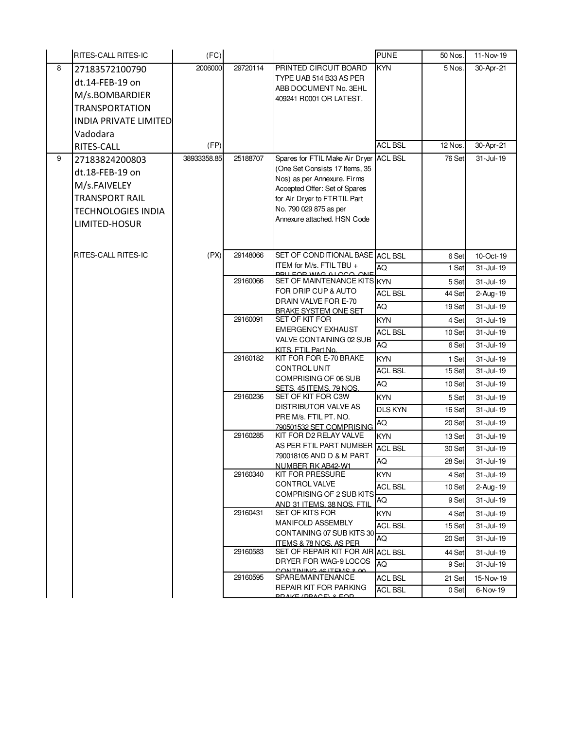|  |  |  |  |  |  |  |  |
|---|---|---|---|---|---|---|---|
|  | RITES-CALL RITES-IC | (FC) |  |  | PUNE | 50 Nos. | 11-Nov-19 |
| 8 | 27183572100790 dt.14-FEB-19 on M/s.BOMBARDIER TRANSPORTATION INDIA PRIVATE LIMITED Vadodara | 2006000 | 29720114 | PRINTED CIRCUIT BOARD TYPE UAB 514 B33 AS PER ABB DOCUMENT No. 3EHL 409241 R0001 OR LATEST. | KYN | 5 Nos. | 30-Apr-21 |
|  | RITES-CALL | (FP) |  |  | ACL BSL | 12 Nos. | 30-Apr-21 |
| 9 | 27183824200803 dt.18-FEB-19 on M/s.FAIVELEY TRANSPORT RAIL TECHNOLOGIES INDIA LIMITED-HOSUR | 38933358.85 | 25188707 | Spares for FTIL Make Air Dryer (One Set Consists 17 Items, 35 Nos) as per Annexure. Firms Accepted Offer: Set of Spares for Air Dryer to FTRTIL Part No. 790 029 875 as per Annexure attached. HSN Code | ACL BSL | 76 Set | 31-Jul-19 |
|  | RITES-CALL RITES-IC | (PX) | 29148066 | SET OF CONDITIONAL BASE ITEM for M/s. FTIL TBU + PBU FOR WAG-9 LOCO. ONE | ACL BSL | 6 Set | 10-Oct-19 |
|  |  |  |  |  | AQ | 1 Set | 31-Jul-19 |
|  |  |  | 29160066 | SET OF MAINTENANCE KITS FOR DRIP CUP & AUTO DRAIN VALVE FOR E-70 BRAKE SYSTEM ONE SET | KYN | 5 Set | 31-Jul-19 |
|  |  |  |  |  | ACL BSL | 44 Set | 2-Aug-19 |
|  |  |  |  |  | AQ | 19 Set | 31-Jul-19 |
|  |  |  | 29160091 | SET OF KIT FOR EMERGENCY EXHAUST VALVE CONTAINING 02 SUB KITS, FTIL Part No. | KYN | 4 Set | 31-Jul-19 |
|  |  |  |  |  | ACL BSL | 10 Set | 31-Jul-19 |
|  |  |  |  |  | AQ | 6 Set | 31-Jul-19 |
|  |  |  | 29160182 | KIT FOR FOR E-70 BRAKE CONTROL UNIT COMPRISING OF 06 SUB SETS, 45 ITEMS, 79 NOS. | KYN | 1 Set | 31-Jul-19 |
|  |  |  |  |  | ACL BSL | 15 Set | 31-Jul-19 |
|  |  |  |  |  | AQ | 10 Set | 31-Jul-19 |
|  |  |  | 29160236 | SET OF KIT FOR C3W DISTRIBUTOR VALVE AS PRE M/s. FTIL PT. NO. 790501532 SET COMPRISING | KYN | 5 Set | 31-Jul-19 |
|  |  |  |  |  | DLS KYN | 16 Set | 31-Jul-19 |
|  |  |  |  |  | AQ | 20 Set | 31-Jul-19 |
|  |  |  | 29160285 | KIT FOR D2 RELAY VALVE AS PER FTIL PART NUMBER 790018105 AND D & M PART NUMBER RK AB42-W1 | KYN | 13 Set | 31-Jul-19 |
|  |  |  |  |  | ACL BSL | 30 Set | 31-Jul-19 |
|  |  |  |  |  | AQ | 28 Set | 31-Jul-19 |
|  |  |  | 29160340 | KIT FOR PRESSURE CONTROL VALVE COMPRISING OF 2 SUB KITS AND 31 ITEMS, 38 NOS. FTIL | KYN | 4 Set | 31-Jul-19 |
|  |  |  |  |  | ACL BSL | 10 Set | 2-Aug-19 |
|  |  |  |  |  | AQ | 9 Set | 31-Jul-19 |
|  |  |  | 29160431 | SET OF KITS FOR MANIFOLD ASSEMBLY CONTAINING 07 SUB KITS 30 ITEMS & 78 NOS. AS PER | KYN | 4 Set | 31-Jul-19 |
|  |  |  |  |  | ACL BSL | 15 Set | 31-Jul-19 |
|  |  |  |  |  | AQ | 20 Set | 31-Jul-19 |
|  |  |  | 29160583 | SET OF REPAIR KIT FOR AIR DRYER FOR WAG-9 LOCOS CONTINING 46 ITEMS & 90 | ACL BSL | 44 Set | 31-Jul-19 |
|  |  |  |  |  | AQ | 9 Set | 31-Jul-19 |
|  |  |  | 29160595 | SPARE/MAINTENANCE REPAIR KIT FOR PARKING BRAKE (PBACE) & FOR | ACL BSL | 21 Set | 15-Nov-19 |
|  |  |  |  |  | ACL BSL | 0 Set | 6-Nov-19 |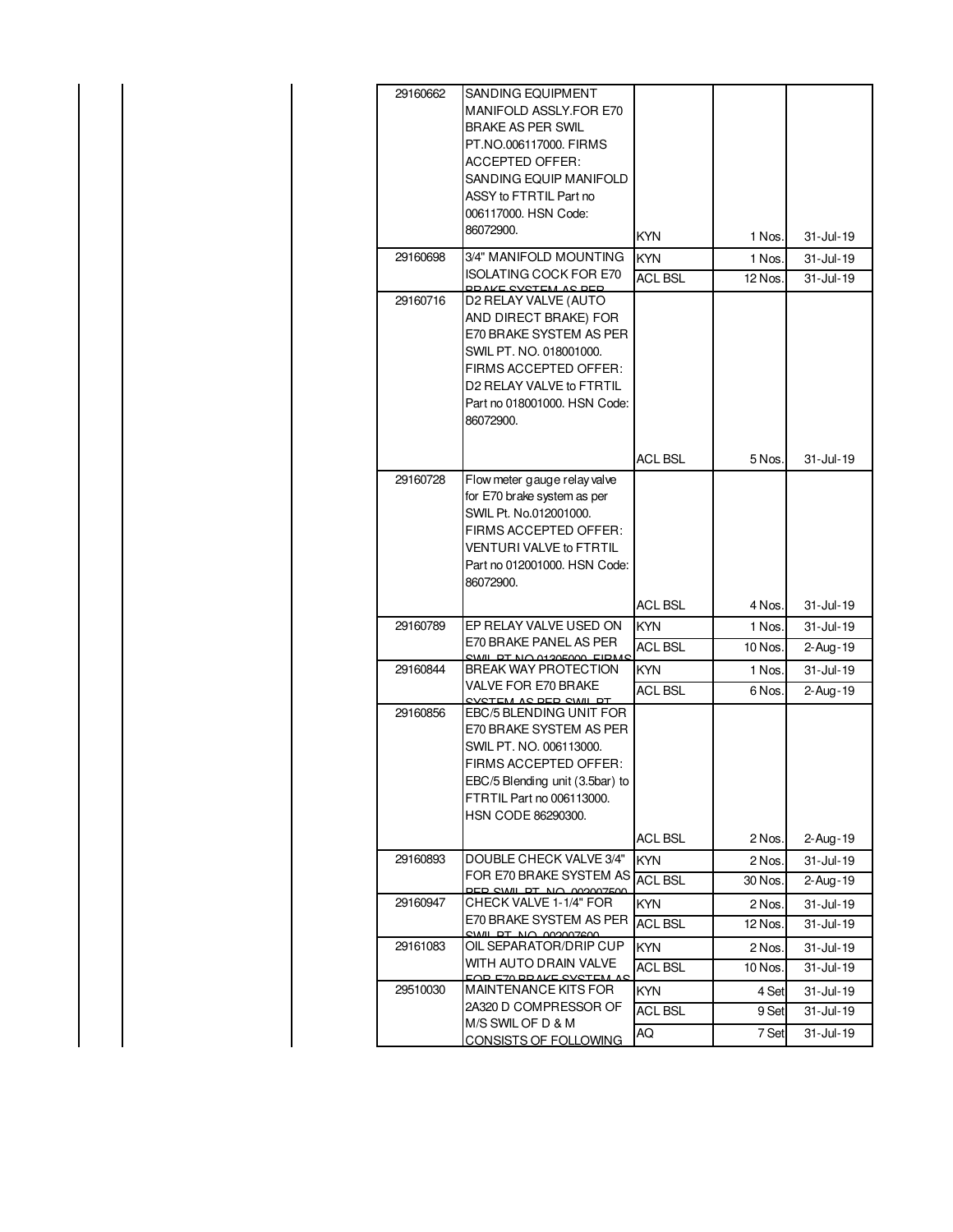| | | | | | | |
|---|---|---|---|---|---|---|
| | | | 29160662 | SANDING EQUIPMENT MANIFOLD ASSLY.FOR E70 BRAKE AS PER SWIL PT.NO.006117000. FIRMS ACCEPTED OFFER: SANDING EQUIP MANIFOLD ASSY to FTRTIL Part no 006117000. HSN Code: 86072900. | KYN | 1 Nos. | 31-Jul-19 |
| | | | 29160698 | 3/4" MANIFOLD MOUNTING ISOLATING COCK FOR E70 BRAKE SYSTEM AS PER | KYN | 1 Nos. | 31-Jul-19 |
| | | | | | ACL BSL | 12 Nos. | 31-Jul-19 |
| | | | 29160716 | D2 RELAY VALVE (AUTO AND DIRECT BRAKE) FOR E70 BRAKE SYSTEM AS PER SWIL PT. NO. 018001000. FIRMS ACCEPTED OFFER: D2 RELAY VALVE to FTRTIL Part no 018001000. HSN Code: 86072900. | ACL BSL | 5 Nos. | 31-Jul-19 |
| | | | 29160728 | Flow meter gauge relay valve for E70 brake system as per SWIL Pt. No.012001000. FIRMS ACCEPTED OFFER: VENTURI VALVE to FTRTIL Part no 012001000. HSN Code: 86072900. | ACL BSL | 4 Nos. | 31-Jul-19 |
| | | | 29160789 | EP RELAY VALVE USED ON E70 BRAKE PANEL AS PER SWIL PT NO 01205000. FIRMS | KYN | 1 Nos. | 31-Jul-19 |
| | | | | | ACL BSL | 10 Nos. | 2-Aug-19 |
| | | | 29160844 | BREAK WAY PROTECTION VALVE FOR E70 BRAKE SYSTEM AS PER SWIL PT | KYN | 1 Nos. | 31-Jul-19 |
| | | | | | ACL BSL | 6 Nos. | 2-Aug-19 |
| | | | 29160856 | EBC/5 BLENDING UNIT FOR E70 BRAKE SYSTEM AS PER SWIL PT. NO. 006113000. FIRMS ACCEPTED OFFER: EBC/5 Blending unit (3.5bar) to FTRTIL Part no 006113000. HSN CODE 86290300. | ACL BSL | 2 Nos. | 2-Aug-19 |
| | | | 29160893 | DOUBLE CHECK VALVE 3/4" FOR E70 BRAKE SYSTEM AS PER SWIL PT. NO. 003007500 | KYN | 2 Nos. | 31-Jul-19 |
| | | | | | ACL BSL | 30 Nos. | 2-Aug-19 |
| | | | 29160947 | CHECK VALVE 1-1/4" FOR E70 BRAKE SYSTEM AS PER SWIL PT. NO. 003007600 | KYN | 2 Nos. | 31-Jul-19 |
| | | | | | ACL BSL | 12 Nos. | 31-Jul-19 |
| | | | 29161083 | OIL SEPARATOR/DRIP CUP WITH AUTO DRAIN VALVE FOR E70 BRAKE SYSTEM AS | KYN | 2 Nos. | 31-Jul-19 |
| | | | | | ACL BSL | 10 Nos. | 31-Jul-19 |
| | | | 29510030 | MAINTENANCE KITS FOR 2A320 D COMPRESSOR OF M/S SWIL OF D & M CONSISTS OF FOLLOWING | KYN | 4 Set | 31-Jul-19 |
| | | | | | ACL BSL | 9 Set | 31-Jul-19 |
| | | | | | AQ | 7 Set | 31-Jul-19 |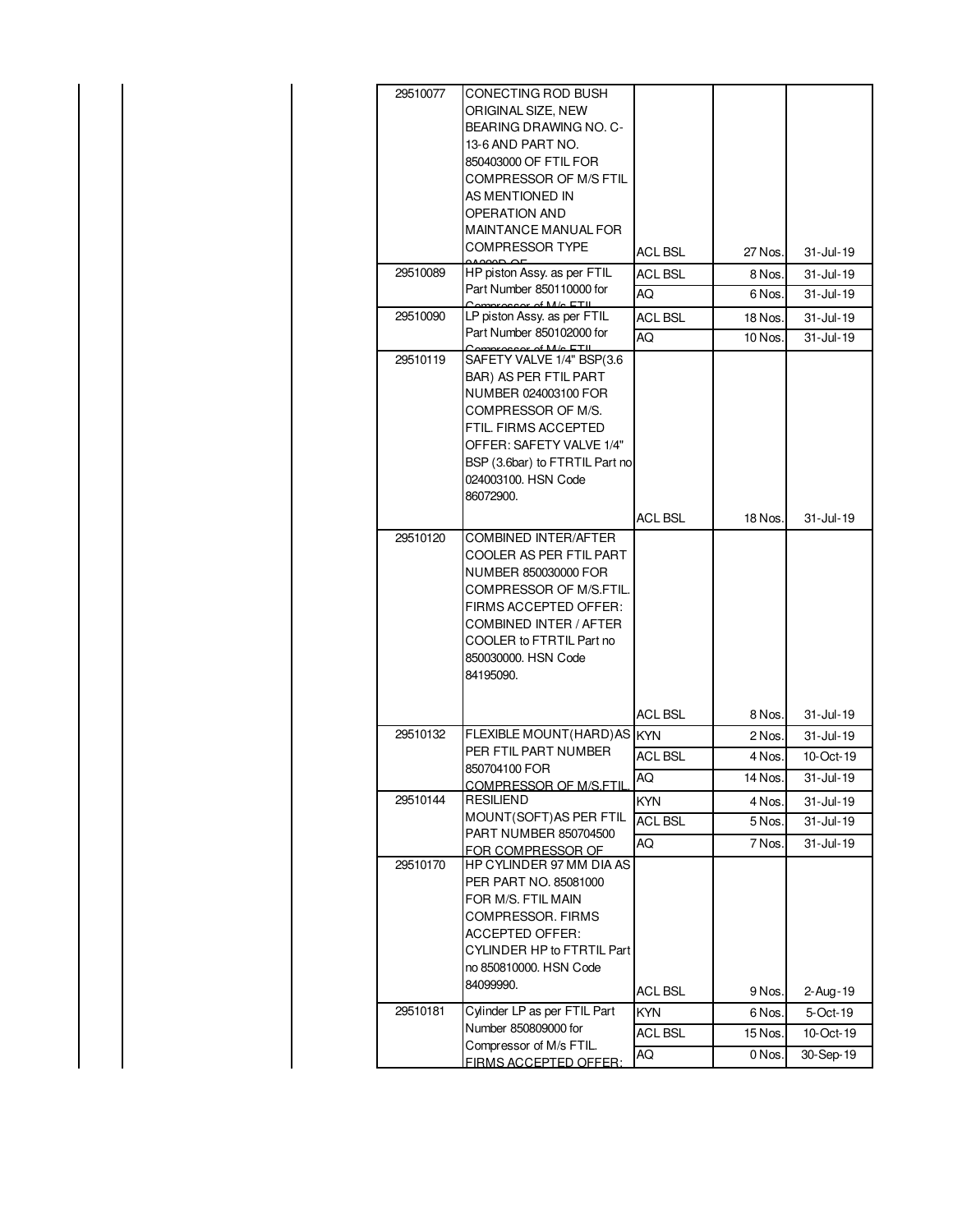| | | | | | | |
|---|---|---|---|---|---|---|
| | | | 29510077 | CONECTING ROD BUSH ORIGINAL SIZE, NEW BEARING DRAWING NO. C-13-6 AND PART NO. 850403000 OF FTIL FOR COMPRESSOR OF M/S FTIL AS MENTIONED IN OPERATION AND MAINTANCE MANUAL FOR COMPRESSOR TYPE 2A320D OF | ACL BSL | 27 Nos. | 31-Jul-19 |
| | | | 29510089 | HP piston Assy. as per FTIL Part Number 850110000 for Compressor of M/s FTIL | ACL BSL | 8 Nos. | 31-Jul-19 |
| | | | | | AQ | 6 Nos. | 31-Jul-19 |
| | | | 29510090 | LP piston Assy. as per FTIL Part Number 850102000 for Compressor of M/s FTIL | ACL BSL | 18 Nos. | 31-Jul-19 |
| | | | | | AQ | 10 Nos. | 31-Jul-19 |
| | | | 29510119 | SAFETY VALVE 1/4" BSP(3.6 BAR) AS PER FTIL PART NUMBER 024003100 FOR COMPRESSOR OF M/S. FTIL. FIRMS ACCEPTED OFFER: SAFETY VALVE 1/4" BSP (3.6bar) to FTRTIL Part no 024003100. HSN Code 86072900. | ACL BSL | 18 Nos. | 31-Jul-19 |
| | | | 29510120 | COMBINED INTER/AFTER COOLER AS PER FTIL PART NUMBER 850030000 FOR COMPRESSOR OF M/S.FTIL. FIRMS ACCEPTED OFFER: COMBINED INTER / AFTER COOLER to FTRTIL Part no 850030000. HSN Code 84195090. | ACL BSL | 8 Nos. | 31-Jul-19 |
| | | | 29510132 | FLEXIBLE MOUNT(HARD)AS PER FTIL PART NUMBER 850704100 FOR COMPRESSOR OF M/S.FTIL. | KYN | 2 Nos. | 31-Jul-19 |
| | | | | | ACL BSL | 4 Nos. | 10-Oct-19 |
| | | | | | AQ | 14 Nos. | 31-Jul-19 |
| | | | 29510144 | RESILIEND MOUNT(SOFT)AS PER FTIL PART NUMBER 850704500 FOR COMPRESSOR OF | KYN | 4 Nos. | 31-Jul-19 |
| | | | | | ACL BSL | 5 Nos. | 31-Jul-19 |
| | | | | | AQ | 7 Nos. | 31-Jul-19 |
| | | | 29510170 | HP CYLINDER 97 MM DIA AS PER PART NO. 85081000 FOR M/S. FTIL MAIN COMPRESSOR. FIRMS ACCEPTED OFFER: CYLINDER HP to FTRTIL Part no 850810000. HSN Code 84099990. | ACL BSL | 9 Nos. | 2-Aug-19 |
| | | | 29510181 | Cylinder LP as per FTIL Part Number 850809000 for Compressor of M/s FTIL. FIRMS ACCEPTED OFFER: | KYN | 6 Nos. | 5-Oct-19 |
| | | | | | ACL BSL | 15 Nos. | 10-Oct-19 |
| | | | | | AQ | 0 Nos. | 30-Sep-19 |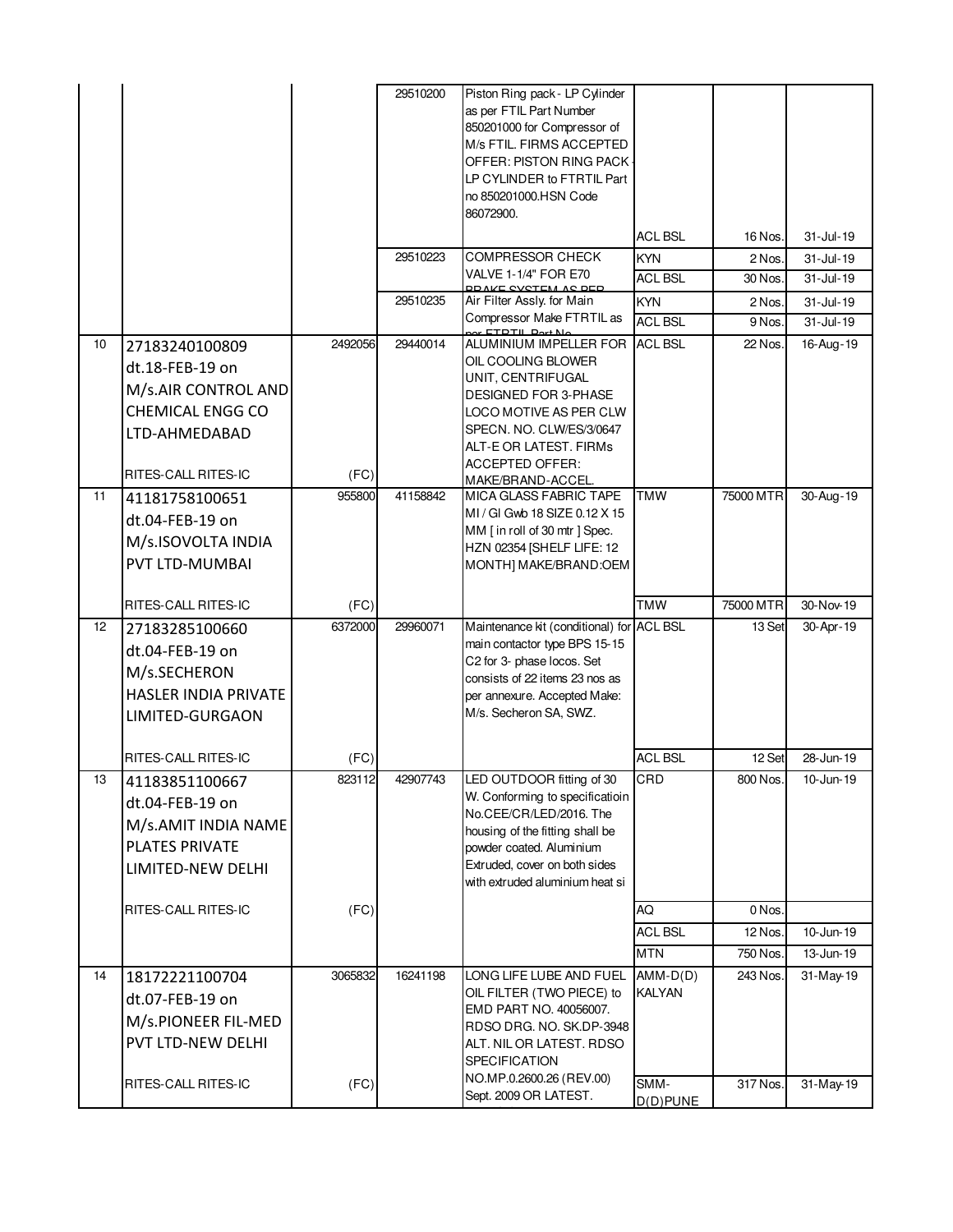| | | | | | | | |
|---|---|---|---|---|---|---|---|
| | | | 29510200 | Piston Ring pack - LP Cylinder as per FTIL Part Number 850201000 for Compressor of M/s FTIL. FIRMS ACCEPTED OFFER: PISTON RING PACK - LP CYLINDER to FTRTIL Part no 850201000.HSN Code 86072900. | ACL BSL | 16 Nos. | 31-Jul-19 |
| | | | 29510223 | COMPRESSOR CHECK VALVE 1-1/4" FOR E70 BRAKE SYSTEM AS PER | KYN | 2 Nos. | 31-Jul-19 |
| | | | | | ACL BSL | 30 Nos. | 31-Jul-19 |
| | | | 29510235 | Air Filter Assly. for Main Compressor Make FTRTIL as per FTRTIL Part No | KYN | 2 Nos. | 31-Jul-19 |
| | | | | | ACL BSL | 9 Nos. | 31-Jul-19 |
| 10 | 27183240100809 dt.18-FEB-19 on M/s.AIR CONTROL AND CHEMICAL ENGG CO LTD-AHMEDABAD<br>RITES-CALL RITES-IC | 2492056<br>(FC) | 29440014 | ALUMINIUM IMPELLER FOR OIL COOLING BLOWER UNIT, CENTRIFUGAL DESIGNED FOR 3-PHASE LOCO MOTIVE AS PER CLW SPECN. NO. CLW/ES/3/0647 ALT-E OR LATEST. FIRMs ACCEPTED OFFER: MAKE/BRAND-ACCEL. | ACL BSL | 22 Nos. | 16-Aug-19 |
| 11 | 41181758100651 dt.04-FEB-19 on M/s.ISOVOLTA INDIA PVT LTD-MUMBAI<br>RITES-CALL RITES-IC | 955800<br>(FC) | 41158842 | MICA GLASS FABRIC TAPE MI / GI Gwb 18 SIZE 0.12 X 15 MM [ in roll of 30 mtr ] Spec. HZN 02354 [SHELF LIFE: 12 MONTH] MAKE/BRAND:OEM | TMW | 75000 MTR | 30-Aug-19 |
| | | | | | TMW | 75000 MTR | 30-Nov-19 |
| 12 | 27183285100660 dt.04-FEB-19 on M/s.SECHERON HASLER INDIA PRIVATE LIMITED-GURGAON<br>RITES-CALL RITES-IC | 6372000<br>(FC) | 29960071 | Maintenance kit (conditional) for main contactor type BPS 15-15 C2 for 3- phase locos. Set consists of 22 items 23 nos as per annexure. Accepted Make: M/s. Secheron SA, SWZ. | ACL BSL | 13 Set | 30-Apr-19 |
| | | | | | ACL BSL | 12 Set | 28-Jun-19 |
| 13 | 41183851100667 dt.04-FEB-19 on M/s.AMIT INDIA NAME PLATES PRIVATE LIMITED-NEW DELHI<br>RITES-CALL RITES-IC | 823112<br>(FC) | 42907743 | LED OUTDOOR fitting of 30 W. Conforming to specificatioin No.CEE/CR/LED/2016. The housing of the fitting shall be powder coated. Aluminium Extruded, cover on both sides with extruded aluminium heat si | CRD | 800 Nos. | 10-Jun-19 |
| | | | | | AQ | 0 Nos. | |
| | | | | | ACL BSL | 12 Nos. | 10-Jun-19 |
| | | | | | MTN | 750 Nos. | 13-Jun-19 |
| 14 | 18172221100704 dt.07-FEB-19 on M/s.PIONEER FIL-MED PVT LTD-NEW DELHI<br>RITES-CALL RITES-IC | 3065832<br>(FC) | 16241198 | LONG LIFE LUBE AND FUEL OIL FILTER (TWO PIECE) to EMD PART NO. 40056007. RDSO DRG. NO. SK.DP-3948 ALT. NIL OR LATEST. RDSO SPECIFICATION NO.MP.0.2600.26 (REV.00) Sept. 2009 OR LATEST. | AMM-D(D) KALYAN | 243 Nos. | 31-May-19 |
| | | | | | SMM-D(D)PUNE | 317 Nos. | 31-May-19 |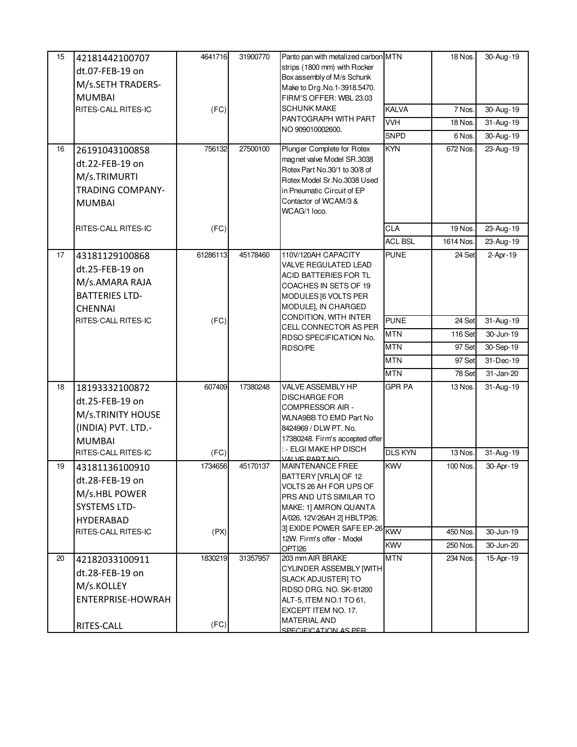| 15 | 42181442100707 dt.07-FEB-19 on M/s.SETH TRADERS-MUMBAI RITES-CALL RITES-IC | 4641716 (FC) | 31900770 | Panto pan with metalized carbon strips (1800 mm) with Rocker Box assembly of M/s Schunk Make to Drg.No.1-3918.5470. FIRM'S OFFER: WBL 23.03 SCHUNK MAKE PANTOGRAPH WITH PART NO 909010002600. | MTN | 18 Nos. | 30-Aug-19 |
|---|---|---|---|---|---|---|---|
| | | | | | KALVA | 7 Nos. | 30-Aug-19 |
| | | | | | VVH | 18 Nos. | 31-Aug-19 |
| | | | | | SNPD | 6 Nos. | 30-Aug-19 |
| 16 | 26191043100858 dt.22-FEB-19 on M/s.TRIMURTI TRADING COMPANY-MUMBAI RITES-CALL RITES-IC | 756132 (FC) | 27500100 | Plunger Complete for Rotex magnet valve Model SR.3038 Rotex Part No.30/1 to 30/8 of Rotex Model Sr.No.3038 Used in Pneumatic Circuit of EP Contactor of WCAM/3 & WCAG/1 loco. | KYN | 672 Nos. | 23-Aug-19 |
| | | | | | CLA | 19 Nos. | 23-Aug-19 |
| | | | | | ACL BSL | 1614 Nos. | 23-Aug-19 |
| 17 | 43181129100868 dt.25-FEB-19 on M/s.AMARA RAJA BATTERIES LTD-CHENNAI RITES-CALL RITES-IC | 61286113 (FC) | 45178460 | 110V/120AH CAPACITY VALVE REGULATED LEAD ACID BATTERIES FOR TL COACHES IN SETS OF 19 MODULES [6 VOLTS PER MODULE], IN CHARGED CONDITION, WITH INTER CELL CONNECTOR AS PER RDSO SPECIFICATION No. RDSO/PE | PUNE | 24 Set | 2-Apr-19 |
| | | | | | PUNE | 24 Set | 31-Aug-19 |
| | | | | | MTN | 116 Set | 30-Jun-19 |
| | | | | | MTN | 97 Set | 30-Sep-19 |
| | | | | | MTN | 97 Set | 31-Dec-19 |
| | | | | | MTN | 78 Set | 31-Jan-20 |
| 18 | 18193332100872 dt.25-FEB-19 on M/s.TRINITY HOUSE (INDIA) PVT. LTD.-MUMBAI RITES-CALL RITES-IC | 607409 (FC) | 17380248 | VALVE ASSEMBLY HP DISCHARGE FOR COMPRESSOR AIR - WLNA9BB TO EMD Part No 8424969 / DLW PT. No. 17380248. Firm's accepted offer :- ELGI MAKE HP DISCH VALVE PART NO | GPR PA | 13 Nos. | 31-Aug-19 |
| | | | | | DLS KYN | 13 Nos. | 31-Aug-19 |
| 19 | 43181136100910 dt.28-FEB-19 on M/s.HBL POWER SYSTEMS LTD-HYDERABAD RITES-CALL RITES-IC | 1734656 (PX) | 45170137 | MAINTENANCE FREE BATTERY [VRLA] OF 12 VOLTS 26 AH FOR UPS OF PRS AND UTS SIMILAR TO MAKE: 1] AMRON QUANTA A/026, 12V/26AH 2] HBLTP26; 3] EXIDE POWER SAFE EP-26 12W. Firm's offer - Model OPTI26 | KWV | 100 Nos. | 30-Apr-19 |
| | | | | | KWV | 450 Nos. | 30-Jun-19 |
| | | | | | KWV | 250 Nos. | 30-Jun-20 |
| 20 | 42182033100911 dt.28-FEB-19 on M/s.KOLLEY ENTERPRISE-HOWRAH RITES-CALL | 1830219 (FC) | 31357957 | 203 mm AIR BRAKE CYLINDER ASSEMBLY [WITH SLACK ADJUSTER] TO RDSO DRG. NO. SK-81200 ALT-5, ITEM NO.1 TO 61, EXCEPT ITEM NO. 17. MATERIAL AND SPECIFICATION AS PER | MTN | 234 Nos. | 15-Apr-19 |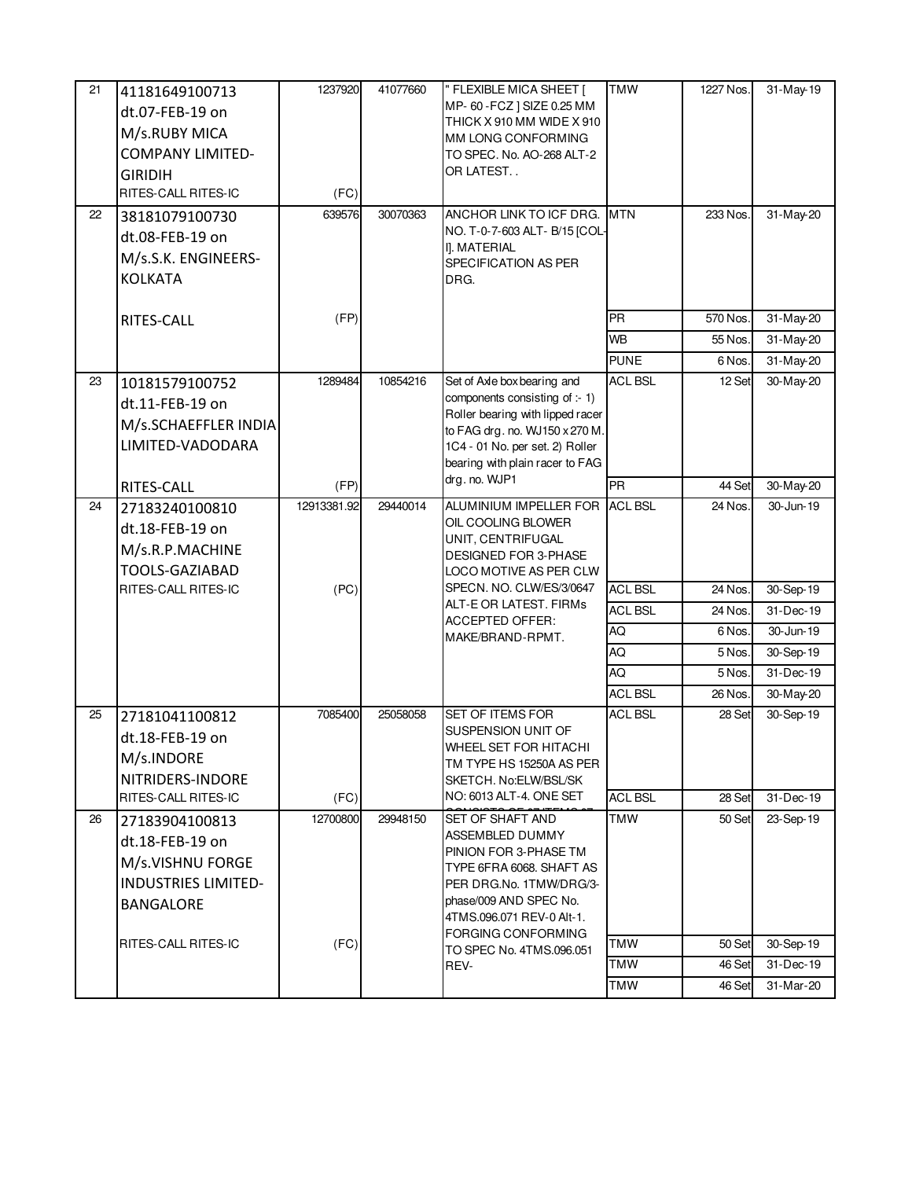| | | | | | | | |
|---|---|---|---|---|---|---|---|
| 21 | 41181649100713 dt.07-FEB-19 on M/s.RUBY MICA COMPANY LIMITED-GIRIDIH RITES-CALL RITES-IC | 1237920 (FC) | 41077660 | " FLEXIBLE MICA SHEET [ MP- 60 -FCZ ] SIZE 0.25 MM THICK X 910 MM WIDE X 910 MM LONG CONFORMING TO SPEC. No. AO-268 ALT-2 OR LATEST. . | TMW | 1227 Nos. | 31-May-19 |
| 22 | 38181079100730 dt.08-FEB-19 on M/s.S.K. ENGINEERS-KOLKATA RITES-CALL | 639576 (FP) | 30070363 | ANCHOR LINK TO ICF DRG. NO. T-0-7-603 ALT- B/15 [COL-I]. MATERIAL SPECIFICATION AS PER DRG. | MTN | 233 Nos. | 31-May-20 |
| | | | | | PR | 570 Nos. | 31-May-20 |
| | | | | | WB | 55 Nos. | 31-May-20 |
| | | | | | PUNE | 6 Nos. | 31-May-20 |
| 23 | 10181579100752 dt.11-FEB-19 on M/s.SCHAEFFLER INDIA LIMITED-VADODARA RITES-CALL | 1289484 (FP) | 10854216 | Set of Axle box bearing and components consisting of :- 1) Roller bearing with lipped racer to FAG drg. no. WJ150 x 270 M. 1C4 - 01 No. per set. 2) Roller bearing with plain racer to FAG drg. no. WJP1 | ACL BSL | 12 Set | 30-May-20 |
| | | | | | PR | 44 Set | 30-May-20 |
| 24 | 27183240100810 dt.18-FEB-19 on M/s.R.P.MACHINE TOOLS-GAZIABAD RITES-CALL RITES-IC | 12913381.92 (PC) | 29440014 | ALUMINIUM IMPELLER FOR OIL COOLING BLOWER UNIT, CENTRIFUGAL DESIGNED FOR 3-PHASE LOCO MOTIVE AS PER CLW SPECN. NO. CLW/ES/3/0647 ALT-E OR LATEST. FIRMs ACCEPTED OFFER: MAKE/BRAND-RPMT. | ACL BSL | 24 Nos. | 30-Jun-19 |
| | | | | | ACL BSL | 24 Nos. | 30-Sep-19 |
| | | | | | ACL BSL | 24 Nos. | 31-Dec-19 |
| | | | | | AQ | 6 Nos. | 30-Jun-19 |
| | | | | | AQ | 5 Nos. | 30-Sep-19 |
| | | | | | AQ | 5 Nos. | 31-Dec-19 |
| | | | | | ACL BSL | 26 Nos. | 30-May-20 |
| 25 | 27181041100812 dt.18-FEB-19 on M/s.INDORE NITRIDERS-INDORE RITES-CALL RITES-IC | 7085400 (FC) | 25058058 | SET OF ITEMS FOR SUSPENSION UNIT OF WHEEL SET FOR HITACHI TM TYPE HS 15250A AS PER SKETCH. No:ELW/BSL/SK NO: 6013 ALT-4. ONE SET | ACL BSL | 28 Set | 30-Sep-19 |
| | | | | | ACL BSL | 28 Set | 31-Dec-19 |
| 26 | 27183904100813 dt.18-FEB-19 on M/s.VISHNU FORGE INDUSTRIES LIMITED-BANGALORE RITES-CALL RITES-IC | 12700800 (FC) | 29948150 | SET OF SHAFT AND ASSEMBLED DUMMY PINION FOR 3-PHASE TM TYPE 6FRA 6068. SHAFT AS PER DRG.No. 1TMW/DRG/3-phase/009 AND SPEC No. 4TMS.096.071 REV-0 Alt-1. FORGING CONFORMING TO SPEC No. 4TMS.096.051 REV- | TMW | 50 Set | 23-Sep-19 |
| | | | | | TMW | 50 Set | 30-Sep-19 |
| | | | | | TMW | 46 Set | 31-Dec-19 |
| | | | | | TMW | 46 Set | 31-Mar-20 |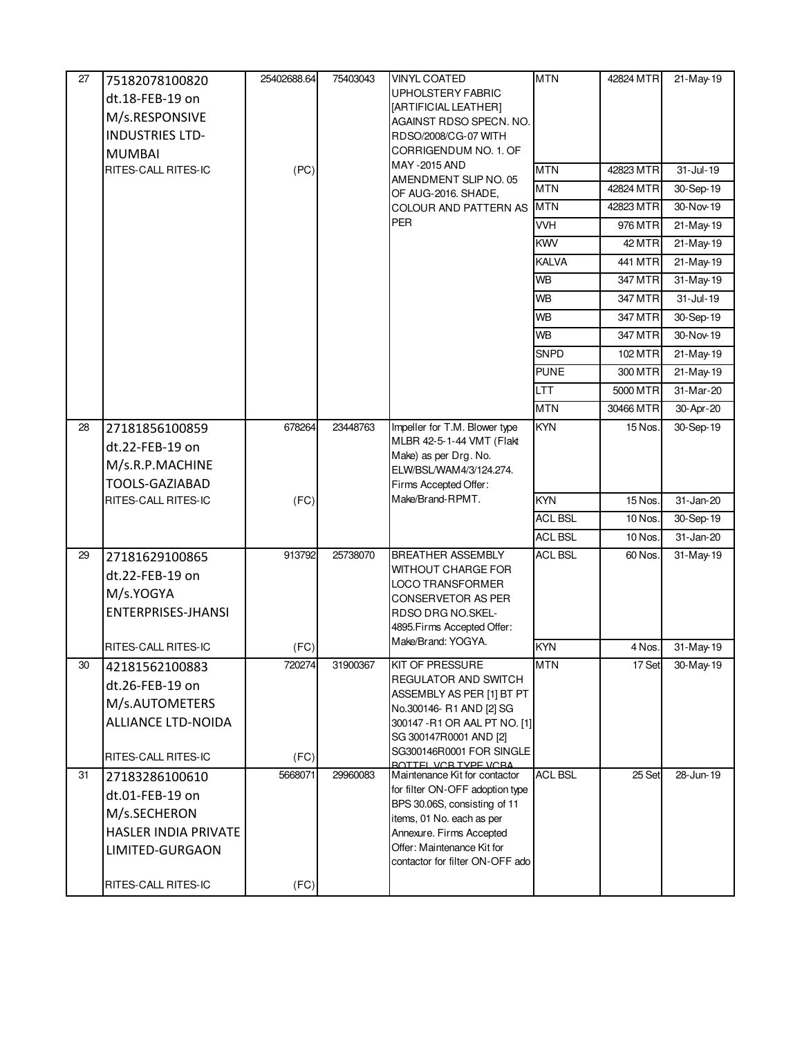| 27 | 75182078100820 dt.18-FEB-19 on M/s.RESPONSIVE INDUSTRIES LTD-MUMBAI<br>RITES-CALL RITES-IC | 25402688.64<br>(PC) | 75403043 | VINYL COATED UPHOLSTERY FABRIC [ARTIFICIAL LEATHER] AGAINST RDSO SPECN. NO. RDSO/2008/CG-07 WITH CORRIGENDUM NO. 1. OF MAY -2015 AND AMENDMENT SLIP NO. 05 OF AUG-2016. SHADE, COLOUR AND PATTERN AS PER | MTN | 42824 MTR | 21-May-19 |
|---|---|---|---|---|---|---|---|
| | | | | | MTN | 42823 MTR | 31-Jul-19 |
| | | | | | MTN | 42824 MTR | 30-Sep-19 |
| | | | | | MTN | 42823 MTR | 30-Nov-19 |
| | | | | | VVH | 976 MTR | 21-May-19 |
| | | | | | KWV | 42 MTR | 21-May-19 |
| | | | | | KALVA | 441 MTR | 21-May-19 |
| | | | | | WB | 347 MTR | 31-May-19 |
| | | | | | WB | 347 MTR | 31-Jul-19 |
| | | | | | WB | 347 MTR | 30-Sep-19 |
| | | | | | WB | 347 MTR | 30-Nov-19 |
| | | | | | SNPD | 102 MTR | 21-May-19 |
| | | | | | PUNE | 300 MTR | 21-May-19 |
| | | | | | LTT | 5000 MTR | 31-Mar-20 |
| | | | | | MTN | 30466 MTR | 30-Apr-20 |
| 28 | 27181856100859 dt.22-FEB-19 on M/s.R.P.MACHINE TOOLS-GAZIABAD<br>RITES-CALL RITES-IC | 678264<br>(FC) | 23448763 | Impeller for T.M. Blower type MLBR 42-5-1-44 VMT (Flakt Make) as per Drg. No. ELW/BSL/WAM4/3/124.274. Firms Accepted Offer: Make/Brand-RPMT. | KYN | 15 Nos. | 30-Sep-19 |
| | | | | | KYN | 15 Nos. | 31-Jan-20 |
| | | | | | ACL BSL | 10 Nos. | 30-Sep-19 |
| | | | | | ACL BSL | 10 Nos. | 31-Jan-20 |
| 29 | 27181629100865 dt.22-FEB-19 on M/s.YOGYA ENTERPRISES-JHANSI<br>RITES-CALL RITES-IC | 913792<br>(FC) | 25738070 | BREATHER ASSEMBLY WITHOUT CHARGE FOR LOCO TRANSFORMER CONSERVETOR AS PER RDSO DRG NO.SKEL-4895.Firms Accepted Offer: Make/Brand: YOGYA. | ACL BSL | 60 Nos. | 31-May-19 |
| | | | | | KYN | 4 Nos. | 31-May-19 |
| 30 | 42181562100883 dt.26-FEB-19 on M/s.AUTOMETERS ALLIANCE LTD-NOIDA<br>RITES-CALL RITES-IC | 720274<br>(FC) | 31900367 | KIT OF PRESSURE REGULATOR AND SWITCH ASSEMBLY AS PER [1] BT PT No.300146- R1 AND [2] SG 300147 -R1 OR AAL PT NO. [1] SG 300147R0001 AND [2] SG300146R0001 FOR SINGLE BOTTEL VCB TYPE VCBA | MTN | 17 Set | 30-May-19 |
| 31 | 27183286100610 dt.01-FEB-19 on M/s.SECHERON HASLER INDIA PRIVATE LIMITED-GURGAON<br>RITES-CALL RITES-IC | 5668071<br>(FC) | 29960083 | Maintenance Kit for contactor for filter ON-OFF adoption type BPS 30.06S, consisting of 11 items, 01 No. each as per Annexure. Firms Accepted Offer: Maintenance Kit for contactor for filter ON-OFF ado | ACL BSL | 25 Set | 28-Jun-19 |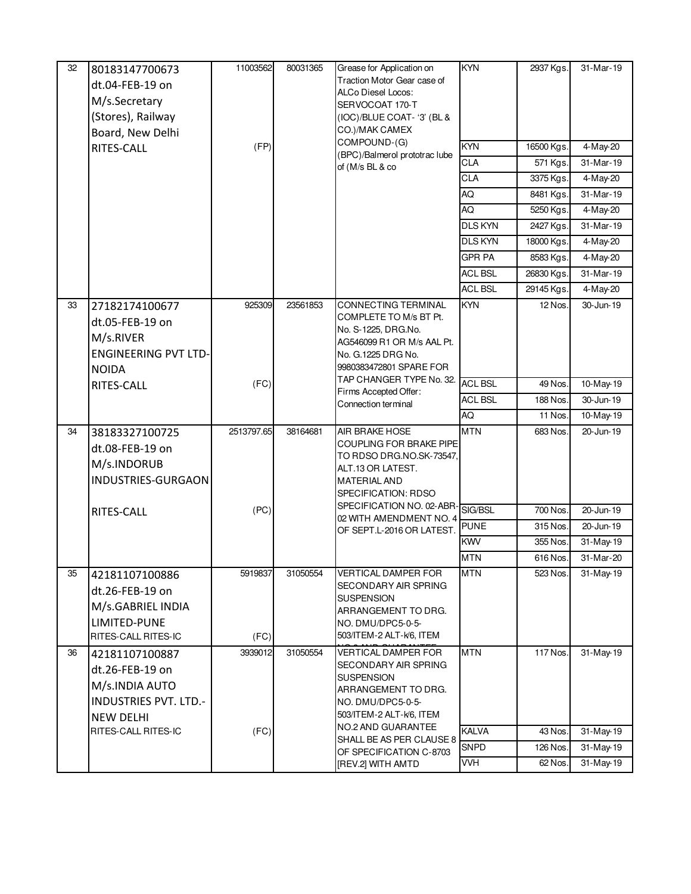| 32 | 80183147700673 dt.04-FEB-19 on M/s.Secretary (Stores), Railway Board, New Delhi RITES-CALL | 11003562 (FP) | 80031365 | Grease for Application on Traction Motor Gear case of ALCo Diesel Locos: SERVOCOAT 170-T (IOC)/BLUE COAT- '3' (BL & CO.)/MAK CAMEX COMPOUND-(G) (BPC)/Balmerol prototrac lube of (M/s BL & co | KYN | 2937 Kgs. | 31-Mar-19 |
|---|---|---|---|---|---|---|---|
| | | | | | KYN | 16500 Kgs. | 4-May-20 |
| | | | | | CLA | 571 Kgs. | 31-Mar-19 |
| | | | | | CLA | 3375 Kgs. | 4-May-20 |
| | | | | | AQ | 8481 Kgs. | 31-Mar-19 |
| | | | | | AQ | 5250 Kgs. | 4-May-20 |
| | | | | | DLS KYN | 2427 Kgs. | 31-Mar-19 |
| | | | | | DLS KYN | 18000 Kgs. | 4-May-20 |
| | | | | | GPR PA | 8583 Kgs. | 4-May-20 |
| | | | | | ACL BSL | 26830 Kgs. | 31-Mar-19 |
| | | | | | ACL BSL | 29145 Kgs. | 4-May-20 |
| 33 | 27182174100677 dt.05-FEB-19 on M/s.RIVER ENGINEERING PVT LTD-NOIDA RITES-CALL | 925309 (FC) | 23561853 | CONNECTING TERMINAL COMPLETE TO M/s BT Pt. No. S-1225, DRG.No. AG546099 R1 OR M/s AAL Pt. No. G.1225 DRG No. 9980383472801 SPARE FOR TAP CHANGER TYPE No. 32. Firms Accepted Offer: Connection terminal | KYN | 12 Nos. | 30-Jun-19 |
| | | | | | ACL BSL | 49 Nos. | 10-May-19 |
| | | | | | ACL BSL | 188 Nos. | 30-Jun-19 |
| | | | | | AQ | 11 Nos. | 10-May-19 |
| 34 | 38183327100725 dt.08-FEB-19 on M/s.INDORUB INDUSTRIES-GURGAON RITES-CALL | 2513797.65 (PC) | 38164681 | AIR BRAKE HOSE COUPLING FOR BRAKE PIPE TO RDSO DRG.NO.SK-73547, ALT.13 OR LATEST. MATERIAL AND SPECIFICATION: RDSO SPECIFICATION NO. 02-ABR-02 WITH AMENDMENT NO. 4 OF SEPT.L-2016 OR LATEST. | MTN | 683 Nos. | 20-Jun-19 |
| | | | | | SIG/BSL | 700 Nos. | 20-Jun-19 |
| | | | | | PUNE | 315 Nos. | 20-Jun-19 |
| | | | | | KWV | 355 Nos. | 31-May-19 |
| | | | | | MTN | 616 Nos. | 31-Mar-20 |
| 35 | 42181107100886 dt.26-FEB-19 on M/s.GABRIEL INDIA LIMITED-PUNE RITES-CALL RITES-IC | 5919837 (FC) | 31050554 | VERTICAL DAMPER FOR SECONDARY AIR SPRING SUSPENSION ARRANGEMENT TO DRG. NO. DMU/DPC5-0-5-503/ITEM-2 ALT-k/6, ITEM NO.2 AND GUARANTEE | MTN | 523 Nos. | 31-May-19 |
| 36 | 42181107100887 dt.26-FEB-19 on M/s.INDIA AUTO INDUSTRIES PVT. LTD.-NEW DELHI RITES-CALL RITES-IC | 3939012 (FC) | 31050554 | VERTICAL DAMPER FOR SECONDARY AIR SPRING SUSPENSION ARRANGEMENT TO DRG. NO. DMU/DPC5-0-5-503/ITEM-2 ALT-k/6, ITEM NO.2 AND GUARANTEE SHALL BE AS PER CLAUSE 8 OF SPECIFICATION C-8703 [REV.2] WITH AMTD | MTN | 117 Nos. | 31-May-19 |
| | | | | | KALVA | 43 Nos. | 31-May-19 |
| | | | | | SNPD | 126 Nos. | 31-May-19 |
| | | | | | VVH | 62 Nos. | 31-May-19 |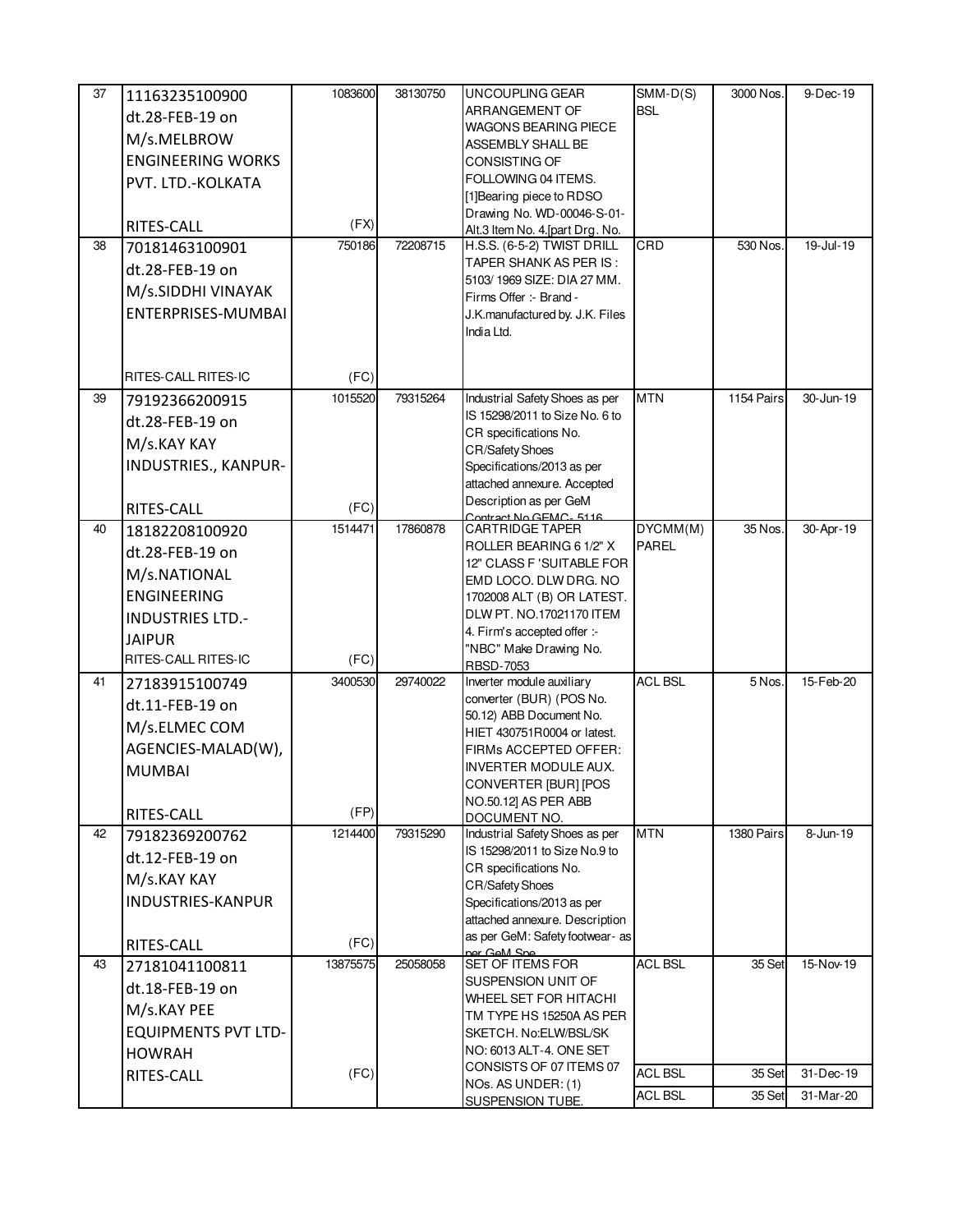| 37 | 11163235100900 dt.28-FEB-19 on M/s.MELBROW ENGINEERING WORKS PVT. LTD.-KOLKATA RITES-CALL | 1083600 (FX) | 38130750 | UNCOUPLING GEAR ARRANGEMENT OF WAGONS BEARING PIECE ASSEMBLY SHALL BE CONSISTING OF FOLLOWING 04 ITEMS. [1]Bearing piece to RDSO Drawing No. WD-00046-S-01-Alt.3 Item No. 4.[part Drg. No. | SMM-D(S) BSL | 3000 Nos. | 9-Dec-19 |
|---|---|---|---|---|---|---|---|
| 38 | 70181463100901 dt.28-FEB-19 on M/s.SIDDHI VINAYAK ENTERPRISES-MUMBAI RITES-CALL RITES-IC | 750186 (FC) | 72208715 | H.S.S. (6-5-2) TWIST DRILL TAPER SHANK AS PER IS : 5103/ 1969 SIZE: DIA 27 MM. Firms Offer :- Brand - J.K.manufactured by. J.K. Files India Ltd. | CRD | 530 Nos. | 19-Jul-19 |
| 39 | 79192366200915 dt.28-FEB-19 on M/s.KAY KAY INDUSTRIES., KANPUR- RITES-CALL | 1015520 (FC) | 79315264 | Industrial Safety Shoes as per IS 15298/2011 to Size No. 6 to CR specifications No. CR/Safety Shoes Specifications/2013 as per attached annexure. Accepted Description as per GeM Contract No GEMC- 5116 | MTN | 1154 Pairs | 30-Jun-19 |
| 40 | 18182208100920 dt.28-FEB-19 on M/s.NATIONAL ENGINEERING INDUSTRIES LTD.-JAIPUR RITES-CALL RITES-IC | 1514471 (FC) | 17860878 | CARTRIDGE TAPER ROLLER BEARING 6 1/2" X 12" CLASS F 'SUITABLE FOR EMD LOCO. DLW DRG. NO 1702008 ALT (B) OR LATEST. DLW PT. NO.17021170 ITEM 4. Firm's accepted offer :- "NBC" Make Drawing No. RBSD-7053 | DYCMM(M) PAREL | 35 Nos. | 30-Apr-19 |
| 41 | 27183915100749 dt.11-FEB-19 on M/s.ELMEC COM AGENCIES-MALAD(W), MUMBAI RITES-CALL | 3400530 (FP) | 29740022 | Inverter module auxiliary converter (BUR) (POS No. 50.12) ABB Document No. HIET 430751R0004 or latest. FIRMs ACCEPTED OFFER: INVERTER MODULE AUX. CONVERTER [BUR] [POS NO.50.12] AS PER ABB DOCUMENT NO. | ACL BSL | 5 Nos. | 15-Feb-20 |
| 42 | 79182369200762 dt.12-FEB-19 on M/s.KAY KAY INDUSTRIES-KANPUR RITES-CALL | 1214400 (FC) | 79315290 | Industrial Safety Shoes as per IS 15298/2011 to Size No.9 to CR specifications No. CR/Safety Shoes Specifications/2013 as per attached annexure. Description as per GeM: Safety footwear- as per GeM Spe | MTN | 1380 Pairs | 8-Jun-19 |
| 43 | 27181041100811 dt.18-FEB-19 on M/s.KAY PEE EQUIPMENTS PVT LTD-HOWRAH RITES-CALL | 13875575 (FC) | 25058058 | SET OF ITEMS FOR SUSPENSION UNIT OF WHEEL SET FOR HITACHI TM TYPE HS 15250A AS PER SKETCH. No:ELW/BSL/SK NO: 6013 ALT-4. ONE SET CONSISTS OF 07 ITEMS 07 NOs. AS UNDER: (1) SUSPENSION TUBE. | ACL BSL | 35 Set | 15-Nov-19 |
| | | | | | ACL BSL | 35 Set | 31-Dec-19 |
| | | | | | ACL BSL | 35 Set | 31-Mar-20 |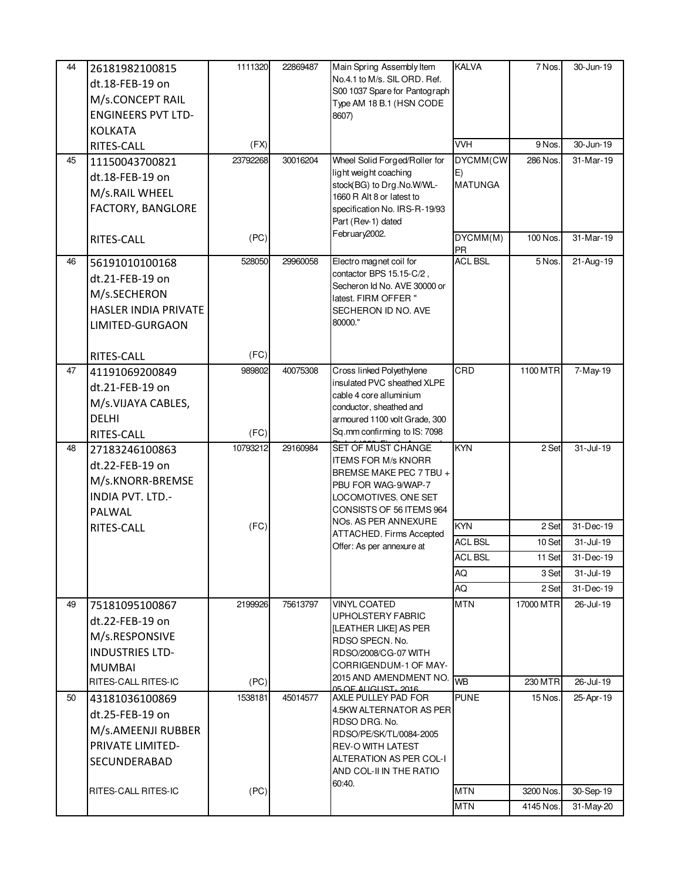| 44 | 26181982100815 dt.18-FEB-19 on M/s.CONCEPT RAIL ENGINEERS PVT LTD-KOLKATA RITES-CALL | 1111320 (FX) | 22869487 | Main Spring Assembly Item No.4.1 to M/s. SIL ORD. Ref. S00 1037 Spare for Pantograph Type AM 18 B.1 (HSN CODE 8607) | KALVA | 7 Nos. | 30-Jun-19 |
|---|---|---|---|---|---|---|---|
| | | | | | VVH | 9 Nos. | 30-Jun-19 |
| 45 | 11150043700821 dt.18-FEB-19 on M/s.RAIL WHEEL FACTORY, BANGLORE RITES-CALL | 23792268 (PC) | 30016204 | Wheel Solid Forged/Roller for light weight coaching stock(BG) to Drg.No.W/WL-1660 R Alt 8 or latest to specification No. IRS-R-19/93 Part (Rev-1) dated February2002. | DYCMM(CWE) MATUNGA | 286 Nos. | 31-Mar-19 |
| | | | | | DYCMM(M) PR | 100 Nos. | 31-Mar-19 |
| 46 | 56191010100168 dt.21-FEB-19 on M/s.SECHERON HASLER INDIA PRIVATE LIMITED-GURGAON RITES-CALL | 528050 (FC) | 29960058 | Electro magnet coil for contactor BPS 15.15-C/2 , Secheron Id No. AVE 30000 or latest. FIRM OFFER " SECHERON ID NO. AVE 80000." | ACL BSL | 5 Nos. | 21-Aug-19 |
| 47 | 41191069200849 dt.21-FEB-19 on M/s.VIJAYA CABLES, DELHI RITES-CALL | 989802 (FC) | 40075308 | Cross linked Polyethylene insulated PVC sheathed XLPE cable 4 core alluminium conductor, sheathed and armoured 1100 volt Grade, 300 Sq.mm confirming to IS: 7098 | CRD | 1100 MTR | 7-May-19 |
| 48 | 27183246100863 dt.22-FEB-19 on M/s.KNORR-BREMSE INDIA PVT. LTD.-PALWAL RITES-CALL | 10793212 (FC) | 29160984 | SET OF MUST CHANGE ITEMS FOR M/s KNORR BREMSE MAKE PEC 7 TBU + PBU FOR WAG-9/WAP-7 LOCOMOTIVES. ONE SET CONSISTS OF 56 ITEMS 964 NOs. AS PER ANNEXURE ATTACHED. Firms Accepted Offer: As per annexure at | KYN | 2 Set | 31-Jul-19 |
| | | | | | KYN | 2 Set | 31-Dec-19 |
| | | | | | ACL BSL | 10 Set | 31-Jul-19 |
| | | | | | ACL BSL | 11 Set | 31-Dec-19 |
| | | | | | AQ | 3 Set | 31-Jul-19 |
| | | | | | AQ | 2 Set | 31-Dec-19 |
| 49 | 75181095100867 dt.22-FEB-19 on M/s.RESPONSIVE INDUSTRIES LTD-MUMBAI RITES-CALL RITES-IC | 2199926 (PC) | 75613797 | VINYL COATED UPHOLSTERY FABRIC [LEATHER LIKE] AS PER RDSO SPECN. No. RDSO/2008/CG-07 WITH CORRIGENDUM-1 OF MAY-2015 AND AMENDMENT NO. 05 OF AUGUST- 2016 | MTN | 17000 MTR | 26-Jul-19 |
| | | | | | WB | 230 MTR | 26-Jul-19 |
| 50 | 43181036100869 dt.25-FEB-19 on M/s.AMEENJI RUBBER PRIVATE LIMITED-SECUNDERABAD RITES-CALL RITES-IC | 1538181 (PC) | 45014577 | AXLE PULLEY PAD FOR 4.5KW ALTERNATOR AS PER RDSO DRG. No. RDSO/PE/SK/TL/0084-2005 REV-O WITH LATEST ALTERATION AS PER COL-I AND COL-II IN THE RATIO 60:40. | PUNE | 15 Nos. | 25-Apr-19 |
| | | | | | MTN | 3200 Nos. | 30-Sep-19 |
| | | | | | MTN | 4145 Nos. | 31-May-20 |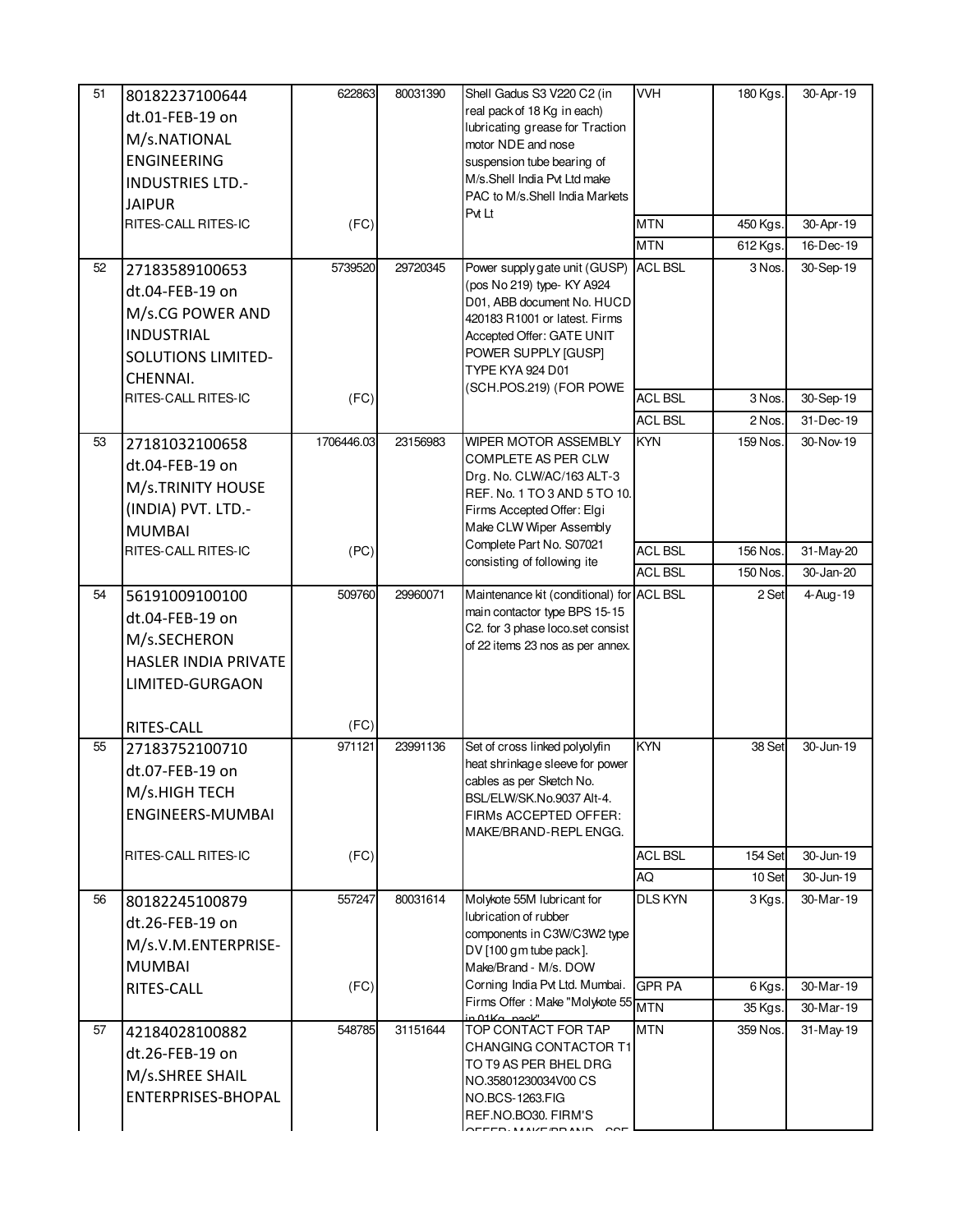| 51 | 80182237100644 dt.01-FEB-19 on M/s.NATIONAL ENGINEERING INDUSTRIES LTD.-JAIPUR RITES-CALL RITES-IC | 622863 (FC) | 80031390 | Shell Gadus S3 V220 C2 (in real pack of 18 Kg in each) lubricating grease for Traction motor NDE and nose suspension tube bearing of M/s.Shell India Pvt Ltd make PAC to M/s.Shell India Markets Pvt Lt | VVH | 180 Kgs. | 30-Apr-19 |
|---|---|---|---|---|---|---|---|
| | | | | | MTN | 450 Kgs. | 30-Apr-19 |
| | | | | | MTN | 612 Kgs. | 16-Dec-19 |
| 52 | 27183589100653 dt.04-FEB-19 on M/s.CG POWER AND INDUSTRIAL SOLUTIONS LIMITED-CHENNAI. RITES-CALL RITES-IC | 5739520 (FC) | 29720345 | Power supply gate unit (GUSP) (pos No 219) type- KY A924 D01, ABB document No. HUCD 420183 R1001 or latest. Firms Accepted Offer: GATE UNIT POWER SUPPLY [GUSP] TYPE KYA 924 D01 (SCH.POS.219) (FOR POWE | ACL BSL | 3 Nos. | 30-Sep-19 |
| | | | | | ACL BSL | 3 Nos. | 30-Sep-19 |
| | | | | | ACL BSL | 2 Nos. | 31-Dec-19 |
| 53 | 27181032100658 dt.04-FEB-19 on M/s.TRINITY HOUSE (INDIA) PVT. LTD.-MUMBAI RITES-CALL RITES-IC | 1706446.03 (PC) | 23156983 | WIPER MOTOR ASSEMBLY COMPLETE AS PER CLW Drg. No. CLW/AC/163 ALT-3 REF. No. 1 TO 3 AND 5 TO 10. Firms Accepted Offer: Elgi Make CLW Wiper Assembly Complete Part No. S07021 consisting of following ite | KYN | 159 Nos. | 30-Nov-19 |
| | | | | | ACL BSL | 156 Nos. | 31-May-20 |
| | | | | | ACL BSL | 150 Nos. | 30-Jan-20 |
| 54 | 56191009100100 dt.04-FEB-19 on M/s.SECHERON HASLER INDIA PRIVATE LIMITED-GURGAON RITES-CALL | 509760 (FC) | 29960071 | Maintenance kit (conditional) for main contactor type BPS 15-15 C2. for 3 phase loco.set consist of 22 items 23 nos as per annex. | ACL BSL | 2 Set | 4-Aug-19 |
| 55 | 27183752100710 dt.07-FEB-19 on M/s.HIGH TECH ENGINEERS-MUMBAI RITES-CALL RITES-IC | 971121 (FC) | 23991136 | Set of cross linked polyolyfin heat shrinkage sleeve for power cables as per Sketch No. BSL/ELW/SK.No.9037 Alt-4. FIRMs ACCEPTED OFFER: MAKE/BRAND-REPL ENGG. | KYN | 38 Set | 30-Jun-19 |
| | | | | | ACL BSL | 154 Set | 30-Jun-19 |
| | | | | | AQ | 10 Set | 30-Jun-19 |
| 56 | 80182245100879 dt.26-FEB-19 on M/s.V.M.ENTERPRISE-MUMBAI RITES-CALL | 557247 (FC) | 80031614 | Molykote 55M lubricant for lubrication of rubber components in C3W/C3W2 type DV [100 gm tube pack]. Make/Brand - M/s. DOW Corning India Pvt Ltd. Mumbai. Firms Offer : Make "Molykote 55 in 01Kg pack" | DLS KYN | 3 Kgs. | 30-Mar-19 |
| | | | | | GPR PA | 6 Kgs. | 30-Mar-19 |
| | | | | | MTN | 35 Kgs. | 30-Mar-19 |
| 57 | 42184028100882 dt.26-FEB-19 on M/s.SHREE SHAIL ENTERPRISES-BHOPAL | 548785 | 31151644 | TOP CONTACT FOR TAP CHANGING CONTACTOR T1 TO T9 AS PER BHEL DRG NO.35801230034V00 CS NO.BCS-1263.FIG REF.NO.BO30. FIRM'S OFFER: MAKE/BRAND - SSE | MTN | 359 Nos. | 31-May-19 |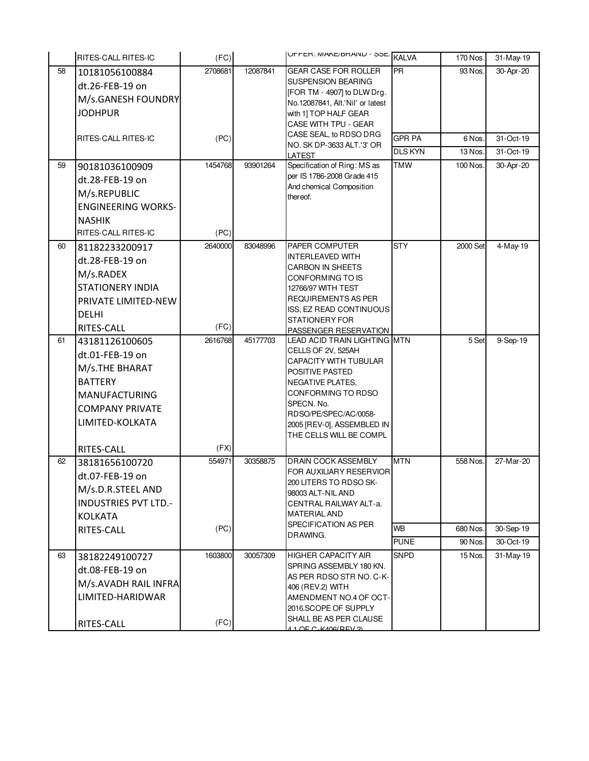| | | | | | | | |
|---|---|---|---|---|---|---|---|
| | RITES-CALL RITES-IC | (FC) | | OFFER: MAKE/BRAND - SSE. | KALVA | 170 Nos. | 31-May-19 |
| 58 | 10181056100884 dt.26-FEB-19 on M/s.GANESH FOUNDRY JODHPUR | 2708681 | 12087841 | GEAR CASE FOR ROLLER SUSPENSION BEARING [FOR TM - 4907] to DLW Drg. No.12087841, Alt.'Nil' or latest with 1] TOP HALF GEAR CASE WITH TPU - GEAR CASE SEAL, to RDSO DRG NO. SK DP-3633 ALT.'3' OR LATEST | PR | 93 Nos. | 30-Apr-20 |
| | RITES-CALL RITES-IC | (PC) | | | GPR PA | 6 Nos. | 31-Oct-19 |
| | | | | | DLS KYN | 13 Nos. | 31-Oct-19 |
| 59 | 90181036100909 dt.28-FEB-19 on M/s.REPUBLIC ENGINEERING WORKS-NASHIK | 1454768 | 93901264 | Specification of Ring: MS as per IS 1786-2008 Grade 415 And chemical Composition thereof. | TMW | 100 Nos. | 30-Apr-20 |
| | RITES-CALL RITES-IC | (PC) | | | | | |
| 60 | 81182233200917 dt.28-FEB-19 on M/s.RADEX STATIONERY INDIA PRIVATE LIMITED-NEW DELHI RITES-CALL | 2640000 (FC) | 83048996 | PAPER COMPUTER INTERLEAVED WITH CARBON IN SHEETS CONFORMING TO IS 12766/97 WITH TEST REQUIREMENTS AS PER ISS, EZ READ CONTINUOUS STATIONERY FOR PASSENGER RESERVATION | STY | 2000 Set | 4-May-19 |
| 61 | 43181126100605 dt.01-FEB-19 on M/s.THE BHARAT BATTERY MANUFACTURING COMPANY PRIVATE LIMITED-KOLKATA RITES-CALL | 2616768 (FX) | 45177703 | LEAD ACID TRAIN LIGHTING CELLS OF 2V, 525AH CAPACITY WITH TUBULAR POSITIVE PASTED NEGATIVE PLATES, CONFORMING TO RDSO SPECN. No. RDSO/PE/SPEC/AC/0058-2005 [REV-0], ASSEMBLED IN THE CELLS WILL BE COMPL | MTN | 5 Set | 9-Sep-19 |
| 62 | 38181656100720 dt.07-FEB-19 on M/s.D.R.STEEL AND INDUSTRIES PVT LTD.-KOLKATA | 554971 | 30358875 | DRAIN COCK ASSEMBLY FOR AUXILIARY RESERVIOR 200 LITERS TO RDSO SK-98003 ALT-NIL AND CENTRAL RAILWAY ALT-a. MATERIAL AND SPECIFICATION AS PER DRAWING. | MTN | 558 Nos. | 27-Mar-20 |
| | RITES-CALL | (PC) | | | WB | 680 Nos. | 30-Sep-19 |
| | | | | | PUNE | 90 Nos. | 30-Oct-19 |
| 63 | 38182249100727 dt.08-FEB-19 on M/s.AVADH RAIL INFRA LIMITED-HARIDWAR RITES-CALL | 1603800 (FC) | 30057309 | HIGHER CAPACITY AIR SPRING ASSEMBLY 180 KN. AS PER RDSO STR NO. C-K-406 (REV.2) WITH AMENDMENT NO.4 OF OCT-2016.SCOPE OF SUPPLY SHALL BE AS PER CLAUSE 4.1 OF C-K406(REV.2) | SNPD | 15 Nos. | 31-May-19 |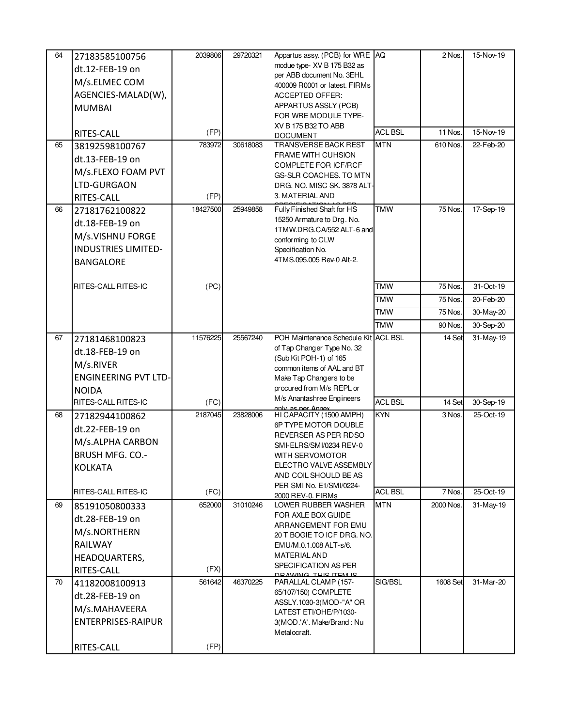| 64 | 27183585100756 dt.12-FEB-19 on M/s.ELMEC COM AGENCIES-MALAD(W), MUMBAI RITES-CALL | 2039806 (FP) | 29720321 | Appartus assy. (PCB) for WRE modue type- XV B 175 B32 as per ABB document No. 3EHL 400009 R0001 or latest. FIRMs ACCEPTED OFFER: APPARTUS ASSLY (PCB) FOR WRE MODULE TYPE-XV B 175 B32 TO ABB DOCUMENT | AQ | 2 Nos. | 15-Nov-19 |
|---|---|---|---|---|---|---|---|
| | | | | | ACL BSL | 11 Nos. | 15-Nov-19 |
| 65 | 38192598100767 dt.13-FEB-19 on M/s.FLEXO FOAM PVT LTD-GURGAON RITES-CALL | 783972 (FP) | 30618083 | TRANSVERSE BACK REST FRAME WITH CUHSION COMPLETE FOR ICF/RCF GS-SLR COACHES. TO MTN DRG. NO. MISC SK. 3878 ALT-3. MATERIAL AND SPECIFICATION AS PER | MTN | 610 Nos. | 22-Feb-20 |
| 66 | 27181762100822 dt.18-FEB-19 on M/s.VISHNU FORGE INDUSTRIES LIMITED-BANGALORE RITES-CALL RITES-IC | 18427500 (PC) | 25949858 | Fully Finished Shaft for HS 15250 Armature to Drg. No. 1TMW.DRG.CA/552 ALT-6 and conforming to CLW Specification No. 4TMS.095.005 Rev-0 Alt-2. | TMW | 75 Nos. | 17-Sep-19 |
| | | | | | TMW | 75 Nos. | 31-Oct-19 |
| | | | | | TMW | 75 Nos. | 20-Feb-20 |
| | | | | | TMW | 75 Nos. | 30-May-20 |
| | | | | | TMW | 90 Nos. | 30-Sep-20 |
| 67 | 27181468100823 dt.18-FEB-19 on M/s.RIVER ENGINEERING PVT LTD-NOIDA RITES-CALL RITES-IC | 11576225 (FC) | 25567240 | POH Maintenance Schedule Kit of Tap Changer Type No. 32 (Sub Kit POH-1) of 165 common items of AAL and BT Make Tap Changers to be procured from M/s REPL or M/s Anantashree Engineers only as per Annex | ACL BSL | 14 Set | 31-May-19 |
| | | | | | ACL BSL | 14 Set | 30-Sep-19 |
| 68 | 27182944100862 dt.22-FEB-19 on M/s.ALPHA CARBON BRUSH MFG. CO.-KOLKATA RITES-CALL RITES-IC | 2187045 (FC) | 23828006 | HI CAPACITY (1500 AMPH) 6P TYPE MOTOR DOUBLE REVERSER AS PER RDSO SMI-ELRS/SMI/0234 REV-0 WITH SERVOMOTOR ELECTRO VALVE ASSEMBLY AND COIL SHOULD BE AS PER SMI No. E1/SMI/0224-2000 REV-0. FIRMs | KYN | 3 Nos. | 25-Oct-19 |
| | | | | | ACL BSL | 7 Nos. | 25-Oct-19 |
| 69 | 85191050800333 dt.28-FEB-19 on M/s.NORTHERN RAILWAY HEADQUARTERS, RITES-CALL | 652000 (FX) | 31010246 | LOWER RUBBER WASHER FOR AXLE BOX GUIDE ARRANGEMENT FOR EMU 20 T BOGIE TO ICF DRG. NO. EMU/M.0.1.008 ALT-s/6. MATERIAL AND SPECIFICATION AS PER DRAWING. THIS ITEM IS | MTN | 2000 Nos. | 31-May-19 |
| 70 | 41182008100913 dt.28-FEB-19 on M/s.MAHAVEERA ENTERPRISES-RAIPUR RITES-CALL | 561642 (FP) | 46370225 | PARALLAL CLAMP (157-65/107/150) COMPLETE ASSLY.1030-3(MOD-"A" OR LATEST ETI/OHE/P/1030-3(MOD.'A'. Make/Brand : Nu Metalocraft. | SIG/BSL | 1608 Set | 31-Mar-20 |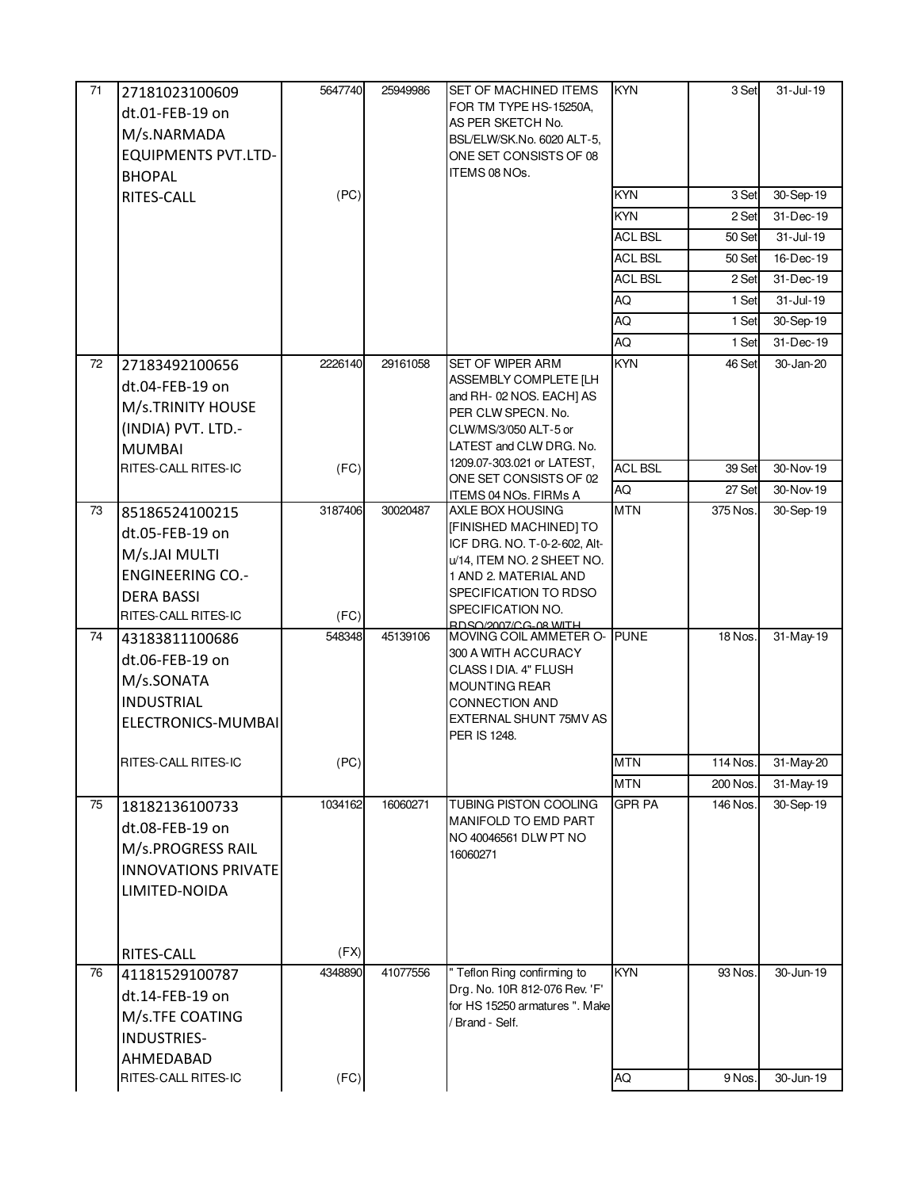| 71 | 27181023100609 dt.01-FEB-19 on M/s.NARMADA EQUIPMENTS PVT.LTD-BHOPAL RITES-CALL | 5647740 (PC) | 25949986 | SET OF MACHINED ITEMS FOR TM TYPE HS-15250A, AS PER SKETCH No. BSL/ELW/SK.No. 6020 ALT-5, ONE SET CONSISTS OF 08 ITEMS 08 NOs. | KYN | 3 Set | 31-Jul-19 |
|---|---|---|---|---|---|---|---|
| | | | | | KYN | 3 Set | 30-Sep-19 |
| | | | | | KYN | 2 Set | 31-Dec-19 |
| | | | | | ACL BSL | 50 Set | 31-Jul-19 |
| | | | | | ACL BSL | 50 Set | 16-Dec-19 |
| | | | | | ACL BSL | 2 Set | 31-Dec-19 |
| | | | | | AQ | 1 Set | 31-Jul-19 |
| | | | | | AQ | 1 Set | 30-Sep-19 |
| | | | | | AQ | 1 Set | 31-Dec-19 |
| 72 | 27183492100656 dt.04-FEB-19 on M/s.TRINITY HOUSE (INDIA) PVT. LTD.-MUMBAI RITES-CALL RITES-IC | 2226140 (FC) | 29161058 | SET OF WIPER ARM ASSEMBLY COMPLETE [LH and RH- 02 NOS. EACH] AS PER CLW SPECN. No. CLW/MS/3/050 ALT-5 or LATEST and CLW DRG. No. 1209.07-303.021 or LATEST, ONE SET CONSISTS OF 02 ITEMS 04 NOs. FIRMs A | KYN | 46 Set | 30-Jan-20 |
| | | | | | ACL BSL | 39 Set | 30-Nov-19 |
| | | | | | AQ | 27 Set | 30-Nov-19 |
| 73 | 85186524100215 dt.05-FEB-19 on M/s.JAI MULTI ENGINEERING CO.-DERA BASSI RITES-CALL RITES-IC | 3187406 (FC) | 30020487 | AXLE BOX HOUSING [FINISHED MACHINED] TO ICF DRG. NO. T-0-2-602, Alt-u/14, ITEM NO. 2 SHEET NO. 1 AND 2. MATERIAL AND SPECIFICATION TO RDSO SPECIFICATION NO. RDSO/2007/CG-08 WITH | MTN | 375 Nos. | 30-Sep-19 |
| 74 | 43183811100686 dt.06-FEB-19 on M/s.SONATA INDUSTRIAL ELECTRONICS-MUMBAI RITES-CALL RITES-IC | 548348 (PC) | 45139106 | MOVING COIL AMMETER O-300 A WITH ACCURACY CLASS I DIA. 4" FLUSH MOUNTING REAR CONNECTION AND EXTERNAL SHUNT 75MV AS PER IS 1248. | PUNE | 18 Nos. | 31-May-19 |
| | | | | | MTN | 114 Nos. | 31-May-20 |
| | | | | | MTN | 200 Nos. | 31-May-19 |
| 75 | 18182136100733 dt.08-FEB-19 on M/s.PROGRESS RAIL INNOVATIONS PRIVATE LIMITED-NOIDA RITES-CALL | 1034162 (FX) | 16060271 | TUBING PISTON COOLING MANIFOLD TO EMD PART NO 40046561 DLW PT NO 16060271 | GPR PA | 146 Nos. | 30-Sep-19 |
| 76 | 41181529100787 dt.14-FEB-19 on M/s.TFE COATING INDUSTRIES-AHMEDABAD RITES-CALL RITES-IC | 4348890 (FC) | 41077556 | " Teflon Ring confirming to Drg. No. 10R 812-076 Rev. 'F' for HS 15250 armatures ". Make / Brand - Self. | KYN | 93 Nos. | 30-Jun-19 |
| | | | | | AQ | 9 Nos. | 30-Jun-19 |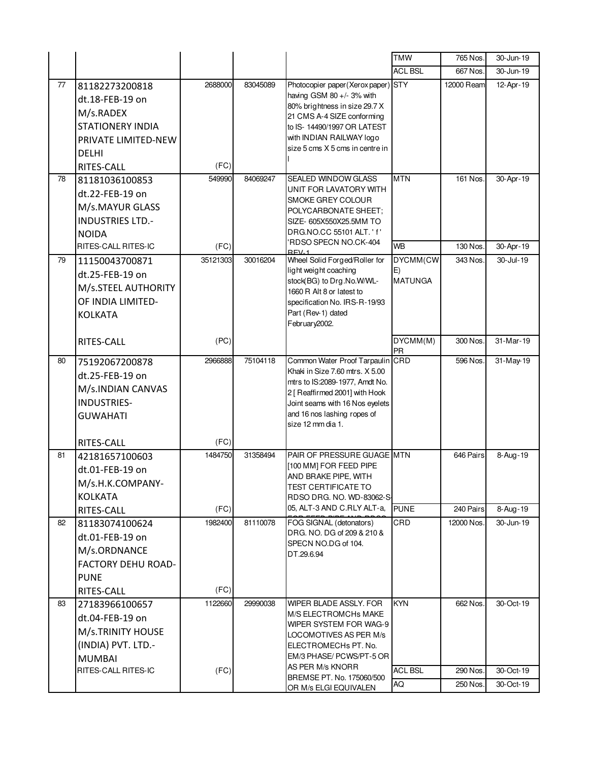| | | | | | | | |
|---|---|---|---|---|---|---|---|
| | | | | | TMW | 765 Nos. | 30-Jun-19 |
| | | | | | ACL BSL | 667 Nos. | 30-Jun-19 |
| 77 | 81182273200818 dt.18-FEB-19 on M/s.RADEX STATIONERY INDIA PRIVATE LIMITED-NEW DELHI RITES-CALL | 2688000 (FC) | 83045089 | Photocopier paper(Xerox paper) having GSM 80 +/- 3% with 80% brightness in size 29.7 X 21 CMS A-4 SIZE conforming to IS- 14490/1997 OR LATEST with INDIAN RAILWAY logo size 5 cms X 5 cms in centre in I | STY | 12000 Ream | 12-Apr-19 |
| 78 | 81181036100853 dt.22-FEB-19 on M/s.MAYUR GLASS INDUSTRIES LTD.-NOIDA RITES-CALL RITES-IC | 549990 (FC) | 84069247 | SEALED WINDOW GLASS UNIT FOR LAVATORY WITH SMOKE GREY COLOUR POLYCARBONATE SHEET; SIZE- 605X550X25.5MM TO DRG.NO.CC 55101 ALT. ' f ' 'RDSO SPECN NO.CK-404 REV-1 | MTN | 161 Nos. | 30-Apr-19 |
| | | | | | WB | 130 Nos. | 30-Apr-19 |
| 79 | 11150043700871 dt.25-FEB-19 on M/s.STEEL AUTHORITY OF INDIA LIMITED-KOLKATA RITES-CALL | 35121303 (PC) | 30016204 | Wheel Solid Forged/Roller for light weight coaching stock(BG) to Drg.No.W/WL-1660 R Alt 8 or latest to specification No. IRS-R-19/93 Part (Rev-1) dated February2002. | DYCMM(CWE) MATUNGA | 343 Nos. | 30-Jul-19 |
| | | | | | DYCMM(M) PR | 300 Nos. | 31-Mar-19 |
| 80 | 75192067200878 dt.25-FEB-19 on M/s.INDIAN CANVAS INDUSTRIES-GUWAHATI RITES-CALL | 2966888 (FC) | 75104118 | Common Water Proof Tarpaulin Khaki in Size 7.60 mtrs. X 5.00 mtrs to IS:2089-1977, Amdt No. 2 [ Reaffirmed 2001] with Hook Joint seams with 16 Nos eyelets and 16 nos lashing ropes of size 12 mm dia 1. | CRD | 596 Nos. | 31-May-19 |
| 81 | 42181657100603 dt.01-FEB-19 on M/s.H.K.COMPANY-KOLKATA RITES-CALL | 1484750 (FC) | 31358494 | PAIR OF PRESSURE GUAGE [100 MM] FOR FEED PIPE AND BRAKE PIPE, WITH TEST CERTIFICATE TO RDSO DRG. NO. WD-83062-S-05, ALT-3 AND C.RLY ALT-a, FOR FEED PIPE AND BRSO | MTN | 646 Pairs | 8-Aug-19 |
| | | | | | PUNE | 240 Pairs | 8-Aug-19 |
| 82 | 81183074100624 dt.01-FEB-19 on M/s.ORDNANCE FACTORY DEHU ROAD-PUNE RITES-CALL | 1982400 (FC) | 81110078 | FOG SIGNAL (detonators) DRG. NO. DG of 209 & 210 & SPECN NO.DG of 104. DT.29.6.94 | CRD | 12000 Nos. | 30-Jun-19 |
| 83 | 27183966100657 dt.04-FEB-19 on M/s.TRINITY HOUSE (INDIA) PVT. LTD.-MUMBAI RITES-CALL RITES-IC | 1122660 (FC) | 29990038 | WIPER BLADE ASSLY. FOR M/S ELECTROMCHs MAKE WIPER SYSTEM FOR WAG-9 LOCOMOTIVES AS PER M/s ELECTROMECHs PT. No. EM/3 PHASE/ PCWS/PT-5 OR AS PER M/s KNORR BREMSE PT. No. 175060/500 OR M/s ELGI EQUIVALEN | KYN | 662 Nos. | 30-Oct-19 |
| | | | | | ACL BSL | 290 Nos. | 30-Oct-19 |
| | | | | | AQ | 250 Nos. | 30-Oct-19 |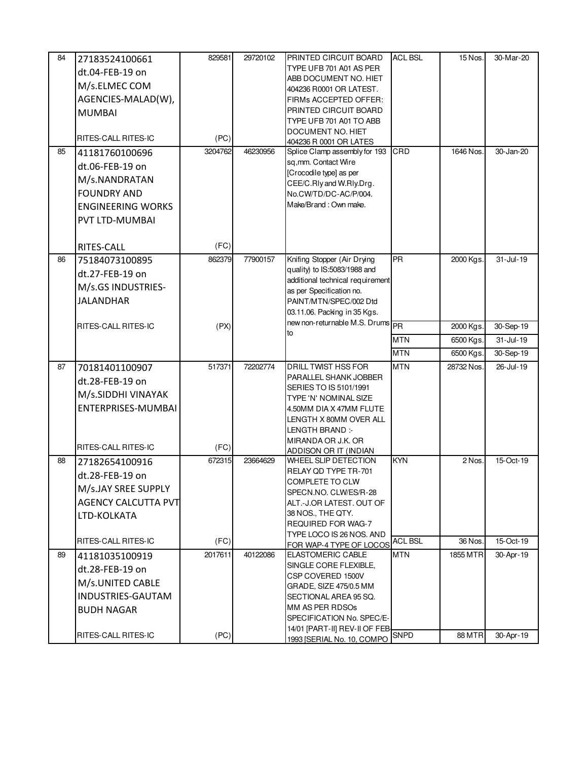| 84 | 27183524100661 dt.04-FEB-19 on M/s.ELMEC COM AGENCIES-MALAD(W), MUMBAI RITES-CALL RITES-IC | 829581 (PC) | 29720102 | PRINTED CIRCUIT BOARD TYPE UFB 701 A01 AS PER ABB DOCUMENT NO. HIET 404236 R0001 OR LATEST. FIRMs ACCEPTED OFFER: PRINTED CIRCUIT BOARD TYPE UFB 701 A01 TO ABB DOCUMENT NO. HIET 404236 R 0001 OR LATES | ACL BSL | 15 Nos. | 30-Mar-20 |
|---|---|---|---|---|---|---|---|
| 85 | 41181760100696 dt.06-FEB-19 on M/s.NANDRATAN FOUNDRY AND ENGINEERING WORKS PVT LTD-MUMBAI RITES-CALL | 3204762 (FC) | 46230956 | Splice Clamp assembly for 193 sq,mm. Contact Wire [Crocodile type] as per CEE/C.Rly and W.Rly.Drg. No.CW/TD/DC-AC/P/004. Make/Brand : Own make. | CRD | 1646 Nos. | 30-Jan-20 |
| 86 | 75184073100895 dt.27-FEB-19 on M/s.GS INDUSTRIES-JALANDHAR RITES-CALL RITES-IC | 862379 (PX) | 77900157 | Knifing Stopper (Air Drying quality) to IS:5083/1988 and additional technical requirement as per Specification no. PAINT/MTN/SPEC/002 Dtd 03.11.06. Packing in 35 Kgs. new non-returnable M.S. Drums to | PR | 2000 Kgs. | 31-Jul-19 |
| | | | | | PR | 2000 Kgs. | 30-Sep-19 |
| | | | | | MTN | 6500 Kgs. | 31-Jul-19 |
| | | | | | MTN | 6500 Kgs. | 30-Sep-19 |
| 87 | 70181401100907 dt.28-FEB-19 on M/s.SIDDHI VINAYAK ENTERPRISES-MUMBAI RITES-CALL RITES-IC | 517371 (FC) | 72202774 | DRILL TWIST HSS FOR PARALLEL SHANK JOBBER SERIES TO IS 5101/1991 TYPE 'N' NOMINAL SIZE 4.50MM DIA X 47MM FLUTE LENGTH X 80MM OVER ALL LENGTH BRAND :- MIRANDA OR J.K. OR ADDISON OR IT (INDIAN | MTN | 28732 Nos. | 26-Jul-19 |
| 88 | 27182654100916 dt.28-FEB-19 on M/s.JAY SREE SUPPLY AGENCY CALCUTTA PVT LTD-KOLKATA RITES-CALL RITES-IC | 672315 (FC) | 23664629 | WHEEL SLIP DETECTION RELAY QD TYPE TR-701 COMPLETE TO CLW SPECN.NO. CLW/ES/R-28 ALT.-J.OR LATEST. OUT OF 38 NOS., THE QTY. REQUIRED FOR WAG-7 TYPE LOCO IS 26 NOS. AND FOR WAP-4 TYPE OF LOCOS | KYN | 2 Nos. | 15-Oct-19 |
| | | | | | ACL BSL | 36 Nos. | 15-Oct-19 |
| 89 | 41181035100919 dt.28-FEB-19 on M/s.UNITED CABLE INDUSTRIES-GAUTAM BUDH NAGAR RITES-CALL RITES-IC | 2017611 (PC) | 40122086 | ELASTOMERIC CABLE SINGLE CORE FLEXIBLE, CSP COVERED 1500V GRADE, SIZE 475/0.5 MM SECTIONAL AREA 95 SQ. MM AS PER RDSOs SPECIFICATION No. SPEC/E-14/01 [PART-II] REV-II OF FEB-1993 [SERIAL No. 10, COMPO | MTN | 1855 MTR | 30-Apr-19 |
| | | | | | SNPD | 88 MTR | 30-Apr-19 |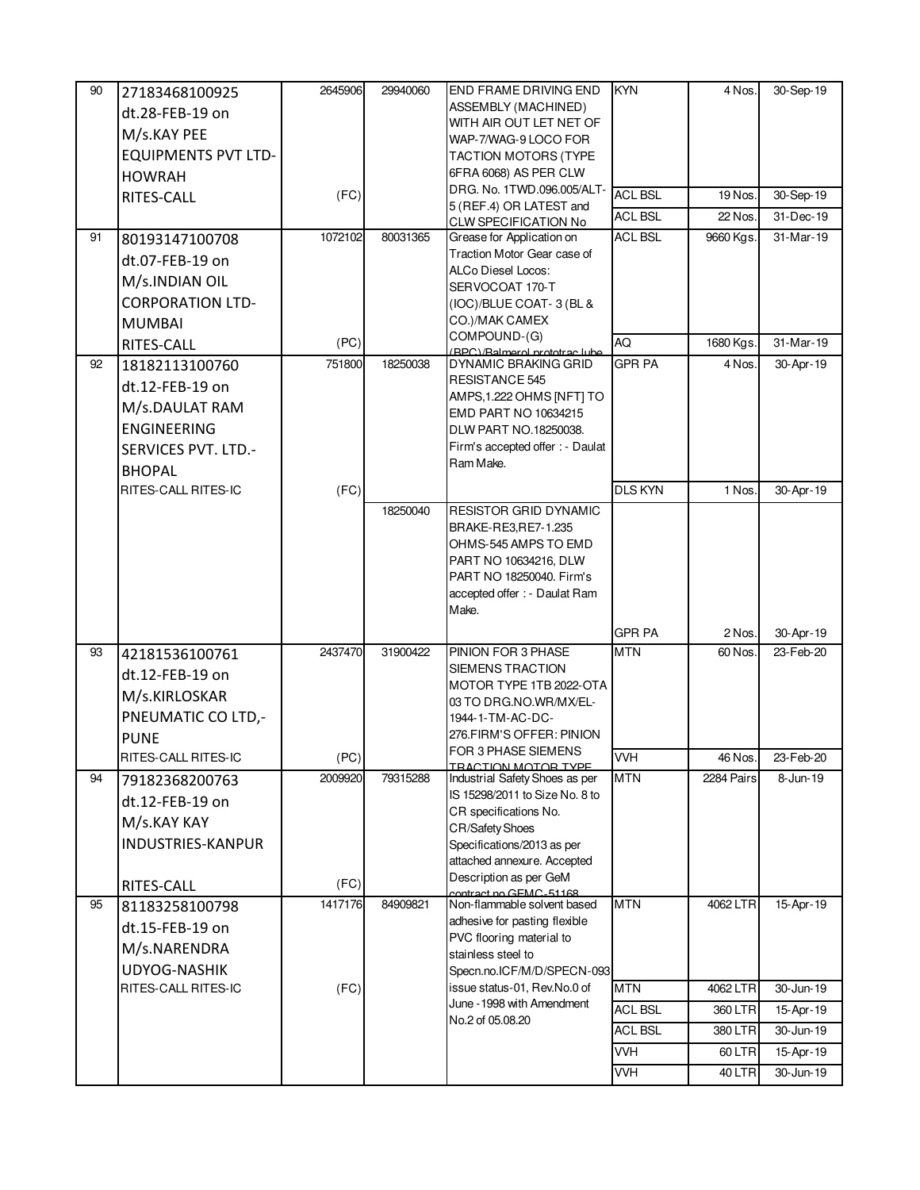| | | | | | | | |
|---|---|---|---|---|---|---|---|
| 90 | 27183468100925 dt.28-FEB-19 on M/s.KAY PEE EQUIPMENTS PVT LTD-HOWRAH RITES-CALL | 2645906 (FC) | 29940060 | END FRAME DRIVING END ASSEMBLY (MACHINED) WITH AIR OUT LET NET OF WAP-7/WAG-9 LOCO FOR TACTION MOTORS (TYPE 6FRA 6068) AS PER CLW DRG. No. 1TWD.096.005/ALT-5 (REF.4) OR LATEST and CLW SPECIFICATION No | KYN | 4 Nos. | 30-Sep-19 |
| | | | | | ACL BSL | 19 Nos. | 30-Sep-19 |
| | | | | | ACL BSL | 22 Nos. | 31-Dec-19 |
| 91 | 80193147100708 dt.07-FEB-19 on M/s.INDIAN OIL CORPORATION LTD-MUMBAI RITES-CALL | 1072102 (PC) | 80031365 | Grease for Application on Traction Motor Gear case of ALCo Diesel Locos: SERVOCOAT 170-T (IOC)/BLUE COAT- 3 (BL & CO.)/MAK CAMEX COMPOUND-(G) (BPC)/Balmerol prototrac lube | ACL BSL | 9660 Kgs. | 31-Mar-19 |
| | | | | | AQ | 1680 Kgs. | 31-Mar-19 |
| 92 | 18182113100760 dt.12-FEB-19 on M/s.DAULAT RAM ENGINEERING SERVICES PVT. LTD.-BHOPAL RITES-CALL RITES-IC | 751800 (FC) | 18250038 | DYNAMIC BRAKING GRID RESISTANCE 545 AMPS,1.222 OHMS [NFT] TO EMD PART NO 10634215 DLW PART NO.18250038. Firm's accepted offer : - Daulat Ram Make. | GPR PA | 4 Nos. | 30-Apr-19 |
| | | | | | DLS KYN | 1 Nos. | 30-Apr-19 |
| | | | 18250040 | RESISTOR GRID DYNAMIC BRAKE-RE3,RE7-1.235 OHMS-545 AMPS TO EMD PART NO 10634216, DLW PART NO 18250040. Firm's accepted offer : - Daulat Ram Make. | GPR PA | 2 Nos. | 30-Apr-19 |
| 93 | 42181536100761 dt.12-FEB-19 on M/s.KIRLOSKAR PNEUMATIC CO LTD,-PUNE RITES-CALL RITES-IC | 2437470 (PC) | 31900422 | PINION FOR 3 PHASE SIEMENS TRACTION MOTOR TYPE 1TB 2022-OTA 03 TO DRG.NO.WR/MX/EL-1944-1-TM-AC-DC-276.FIRM'S OFFER: PINION FOR 3 PHASE SIEMENS TRACTION MOTOR TYPE | MTN | 60 Nos. | 23-Feb-20 |
| | | | | | VVH | 46 Nos. | 23-Feb-20 |
| 94 | 79182368200763 dt.12-FEB-19 on M/s.KAY KAY INDUSTRIES-KANPUR RITES-CALL | 2009920 (FC) | 79315288 | Industrial Safety Shoes as per IS 15298/2011 to Size No. 8 to CR specifications No. CR/Safety Shoes Specifications/2013 as per attached annexure. Accepted Description as per GeM contract no GEMC-51168 | MTN | 2284 Pairs | 8-Jun-19 |
| 95 | 81183258100798 dt.15-FEB-19 on M/s.NARENDRA UDYOG-NASHIK RITES-CALL RITES-IC | 1417176 (FC) | 84909821 | Non-flammable solvent based adhesive for pasting flexible PVC flooring material to stainless steel to Specn.no.ICF/M/D/SPECN-093 issue status-01, Rev.No.0 of June -1998 with Amendment No.2 of 05.08.20 | MTN | 4062 LTR | 15-Apr-19 |
| | | | | | MTN | 4062 LTR | 30-Jun-19 |
| | | | | | ACL BSL | 360 LTR | 15-Apr-19 |
| | | | | | ACL BSL | 380 LTR | 30-Jun-19 |
| | | | | | VVH | 60 LTR | 15-Apr-19 |
| | | | | | VVH | 40 LTR | 30-Jun-19 |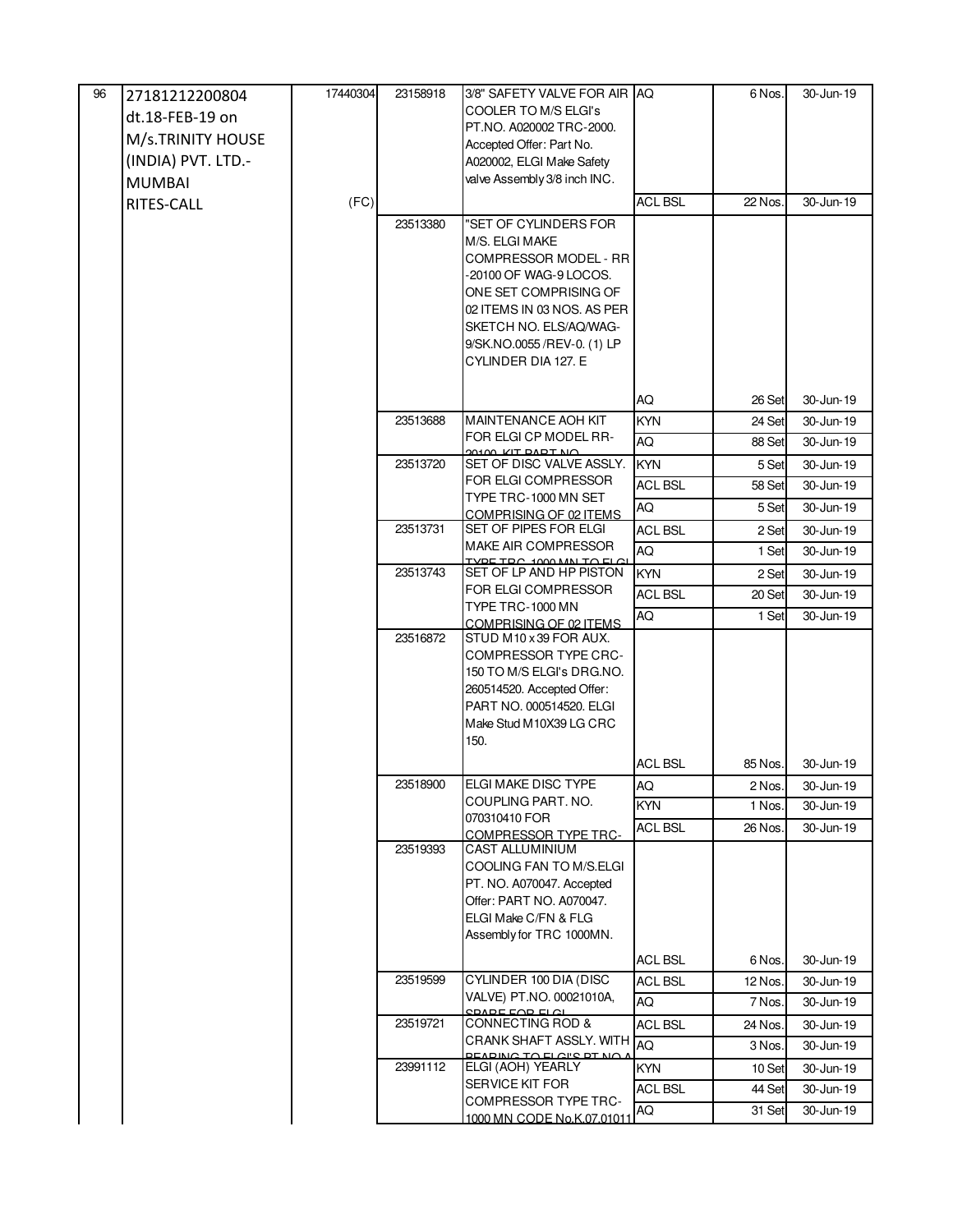| 96 | 27181212200804 dt.18-FEB-19 on M/s.TRINITY HOUSE (INDIA) PVT. LTD.- MUMBAI RITES-CALL | 17440304 (FC) | 23158918 | 3/8" SAFETY VALVE FOR AIR COOLER TO M/S ELGI's PT.NO. A020002 TRC-2000. Accepted Offer: Part No. A020002, ELGI Make Safety valve Assembly 3/8 inch INC. | AQ | 6 Nos. | 30-Jun-19 |
|---|---|---|---|---|---|---|---|
| | | | | | ACL BSL | 22 Nos. | 30-Jun-19 |
| | | | 23513380 | "SET OF CYLINDERS FOR M/S. ELGI MAKE COMPRESSOR MODEL - RR -20100 OF WAG-9 LOCOS. ONE SET COMPRISING OF 02 ITEMS IN 03 NOS. AS PER SKETCH NO. ELS/AQ/WAG-9/SK.NO.0055 /REV-0. (1) LP CYLINDER DIA 127. E | AQ | 26 Set | 30-Jun-19 |
| | | | 23513688 | MAINTENANCE AOH KIT FOR ELGI CP MODEL RR-20100 KIT PART NO | KYN | 24 Set | 30-Jun-19 |
| | | | | | AQ | 88 Set | 30-Jun-19 |
| | | | 23513720 | SET OF DISC VALVE ASSLY. FOR ELGI COMPRESSOR TYPE TRC-1000 MN SET COMPRISING OF 02 ITEMS | KYN | 5 Set | 30-Jun-19 |
| | | | | | ACL BSL | 58 Set | 30-Jun-19 |
| | | | | | AQ | 5 Set | 30-Jun-19 |
| | | | 23513731 | SET OF PIPES FOR ELGI MAKE AIR COMPRESSOR TYPE TRC-1000 MN TO ELGI | ACL BSL | 2 Set | 30-Jun-19 |
| | | | | | AQ | 1 Set | 30-Jun-19 |
| | | | 23513743 | SET OF LP AND HP PISTON FOR ELGI COMPRESSOR TYPE TRC-1000 MN COMPRISING OF 02 ITEMS | KYN | 2 Set | 30-Jun-19 |
| | | | | | ACL BSL | 20 Set | 30-Jun-19 |
| | | | | | AQ | 1 Set | 30-Jun-19 |
| | | | 23516872 | STUD M10 x 39 FOR AUX. COMPRESSOR TYPE CRC-150 TO M/S ELGI's DRG.NO. 260514520. Accepted Offer: PART NO. 000514520. ELGI Make Stud M10X39 LG CRC 150. | ACL BSL | 85 Nos. | 30-Jun-19 |
| | | | 23518900 | ELGI MAKE DISC TYPE COUPLING PART. NO. 070310410 FOR COMPRESSOR TYPE TRC- | AQ | 2 Nos. | 30-Jun-19 |
| | | | | | KYN | 1 Nos. | 30-Jun-19 |
| | | | | | ACL BSL | 26 Nos. | 30-Jun-19 |
| | | | 23519393 | CAST ALLUMINIUM COOLING FAN TO M/S.ELGI PT. NO. A070047. Accepted Offer: PART NO. A070047. ELGI Make C/FN & FLG Assembly for TRC 1000MN. | ACL BSL | 6 Nos. | 30-Jun-19 |
| | | | 23519599 | CYLINDER 100 DIA (DISC VALVE) PT.NO. 00021010A, SPARE FOR ELGI | ACL BSL | 12 Nos. | 30-Jun-19 |
| | | | | | AQ | 7 Nos. | 30-Jun-19 |
| | | | 23519721 | CONNECTING ROD & CRANK SHAFT ASSLY. WITH BEARING TO ELGI'S PT NO A | ACL BSL | 24 Nos. | 30-Jun-19 |
| | | | | | AQ | 3 Nos. | 30-Jun-19 |
| | | | 23991112 | ELGI (AOH) YEARLY SERVICE KIT FOR COMPRESSOR TYPE TRC-1000 MN CODE No.K.07.01011 | KYN | 10 Set | 30-Jun-19 |
| | | | | | ACL BSL | 44 Set | 30-Jun-19 |
| | | | | | AQ | 31 Set | 30-Jun-19 |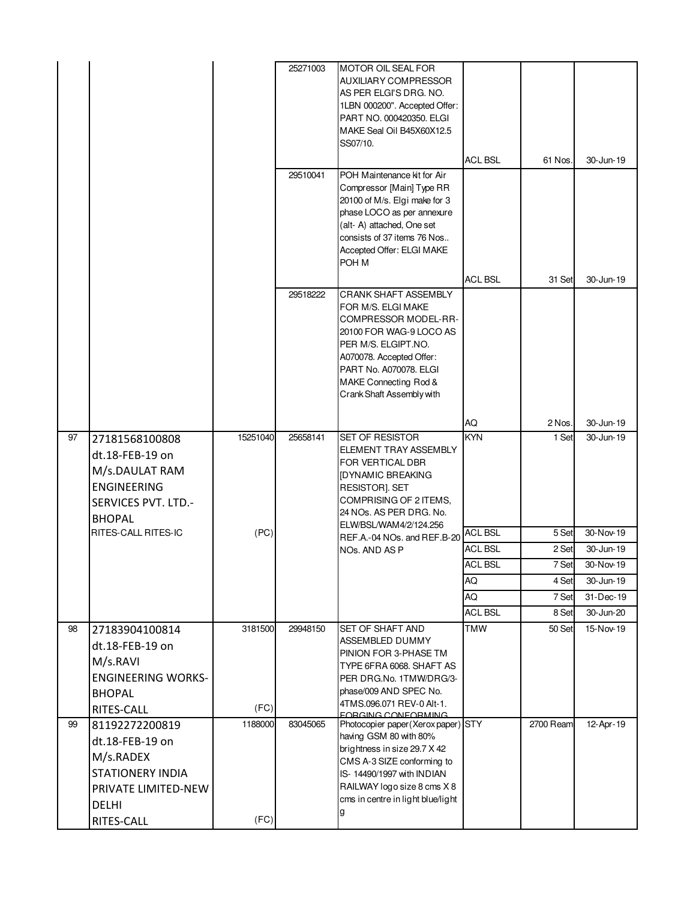| | | | 25271003 | MOTOR OIL SEAL FOR AUXILIARY COMPRESSOR AS PER ELGI'S DRG. NO. 1LBN 000200". Accepted Offer: PART NO. 000420350. ELGI MAKE Seal Oil B45X60X12.5 SS07/10. | ACL BSL | 61 Nos. | 30-Jun-19 |
|---|---|---|---|---|---|---|---|
| | | | 29510041 | POH Maintenance kit for Air Compressor [Main] Type RR 20100 of M/s. Elgi make for 3 phase LOCO as per annexure (alt- A) attached, One set consists of 37 items 76 Nos.. Accepted Offer: ELGI MAKE POH M | ACL BSL | 31 Set | 30-Jun-19 |
| | | | 29518222 | CRANK SHAFT ASSEMBLY FOR M/S. ELGI MAKE COMPRESSOR MODEL-RR-20100 FOR WAG-9 LOCO AS PER M/S. ELGIPT.NO. A070078. Accepted Offer: PART No. A070078. ELGI MAKE Connecting Rod & Crank Shaft Assembly with | AQ | 2 Nos. | 30-Jun-19 |
| 97 | 27181568100808 dt.18-FEB-19 on M/s.DAULAT RAM ENGINEERING SERVICES PVT. LTD.-BHOPAL RITES-CALL RITES-IC | 15251040 (PC) | 25658141 | SET OF RESISTOR ELEMENT TRAY ASSEMBLY FOR VERTICAL DBR [DYNAMIC BREAKING RESISTOR]. SET COMPRISING OF 2 ITEMS, 24 NOs. AS PER DRG. No. ELW/BSL/WAM4/2/124.256 REF.A.-04 NOs. and REF.B-20 NOs. AND AS P | KYN | 1 Set | 30-Jun-19 |
| | | | | | ACL BSL | 5 Set | 30-Nov-19 |
| | | | | | ACL BSL | 2 Set | 30-Jun-19 |
| | | | | | ACL BSL | 7 Set | 30-Nov-19 |
| | | | | | AQ | 4 Set | 30-Jun-19 |
| | | | | | AQ | 7 Set | 31-Dec-19 |
| | | | | | ACL BSL | 8 Set | 30-Jun-20 |
| 98 | 27183904100814 dt.18-FEB-19 on M/s.RAVI ENGINEERING WORKS-BHOPAL RITES-CALL | 3181500 (FC) | 29948150 | SET OF SHAFT AND ASSEMBLED DUMMY PINION FOR 3-PHASE TM TYPE 6FRA 6068. SHAFT AS PER DRG.No. 1TMW/DRG/3-phase/009 AND SPEC No. 4TMS.096.071 REV-0 Alt-1. FORGING CONFORMING | TMW | 50 Set | 15-Nov-19 |
| 99 | 81192272200819 dt.18-FEB-19 on M/s.RADEX STATIONERY INDIA PRIVATE LIMITED-NEW DELHI RITES-CALL | 1188000 (FC) | 83045065 | Photocopier paper(Xerox paper) having GSM 80 with 80% brightness in size 29.7 X 42 CMS A-3 SIZE conforming to IS- 14490/1997 with INDIAN RAILWAY logo size 8 cms X 8 cms in centre in light blue/light g | STY | 2700 Ream | 12-Apr-19 |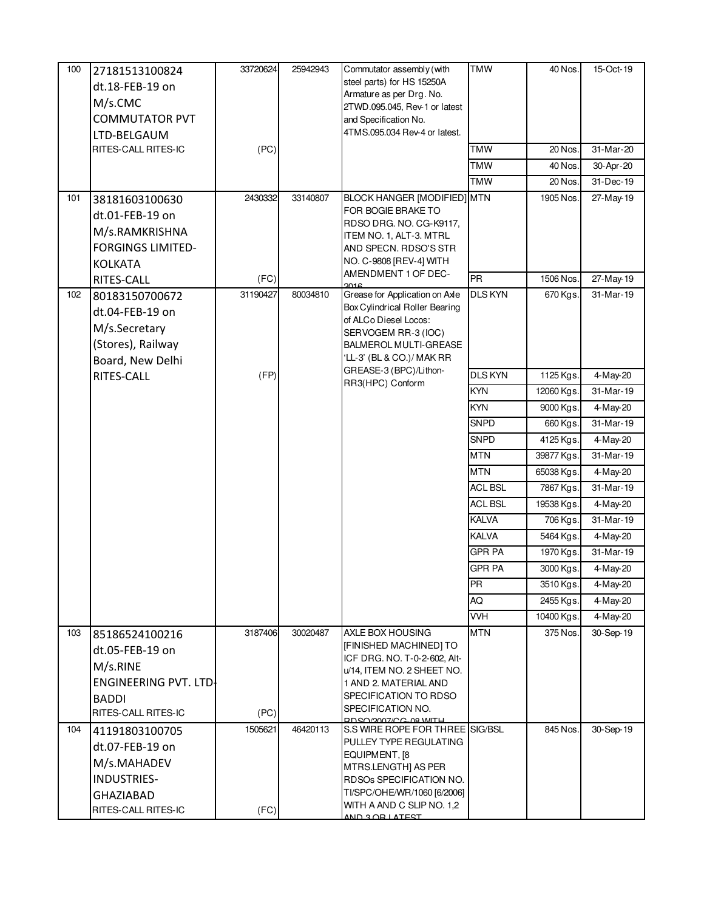| 100 | 27181513100824 dt.18-FEB-19 on M/s.CMC COMMUTATOR PVT LTD-BELGAUM RITES-CALL RITES-IC | 33720624 (PC) | 25942943 | Commutator assembly (with steel parts) for HS 15250A Armature as per Drg. No. 2TWD.095.045, Rev-1 or latest and Specification No. 4TMS.095.034 Rev-4 or latest. | TMW | 40 Nos. | 15-Oct-19 |
|---|---|---|---|---|---|---|---|
| | | | | | TMW | 20 Nos. | 31-Mar-20 |
| | | | | | TMW | 40 Nos. | 30-Apr-20 |
| | | | | | TMW | 20 Nos. | 31-Dec-19 |
| 101 | 38181603100630 dt.01-FEB-19 on M/s.RAMKRISHNA FORGINGS LIMITED-KOLKATA RITES-CALL | 2430332 (FC) | 33140807 | BLOCK HANGER [MODIFIED] FOR BOGIE BRAKE TO RDSO DRG. NO. CG-K9117, ITEM NO. 1, ALT-3. MTRL AND SPECN. RDSO'S STR NO. C-9808 [REV-4] WITH AMENDMENT 1 OF DEC-2016 | MTN | 1905 Nos. | 27-May-19 |
| | | | | | PR | 1506 Nos. | 27-May-19 |
| 102 | 80183150700672 dt.04-FEB-19 on M/s.Secretary (Stores), Railway Board, New Delhi RITES-CALL | 31190427 (FP) | 80034810 | Grease for Application on Axle Box Cylindrical Roller Bearing of ALCo Diesel Locos: SERVOGEM RR-3 (IOC) BALMEROL MULTI-GREASE 'LL-3' (BL & CO.)/ MAK RR GREASE-3 (BPC)/Lithon-RR3(HPC) Conform | DLS KYN | 670 Kgs. | 31-Mar-19 |
| | | | | | DLS KYN | 1125 Kgs. | 4-May-20 |
| | | | | | KYN | 12060 Kgs. | 31-Mar-19 |
| | | | | | KYN | 9000 Kgs. | 4-May-20 |
| | | | | | SNPD | 660 Kgs. | 31-Mar-19 |
| | | | | | SNPD | 4125 Kgs. | 4-May-20 |
| | | | | | MTN | 39877 Kgs. | 31-Mar-19 |
| | | | | | MTN | 65038 Kgs. | 4-May-20 |
| | | | | | ACL BSL | 7867 Kgs. | 31-Mar-19 |
| | | | | | ACL BSL | 19538 Kgs. | 4-May-20 |
| | | | | | KALVA | 706 Kgs. | 31-Mar-19 |
| | | | | | KALVA | 5464 Kgs. | 4-May-20 |
| | | | | | GPR PA | 1970 Kgs. | 31-Mar-19 |
| | | | | | GPR PA | 3000 Kgs. | 4-May-20 |
| | | | | | PR | 3510 Kgs. | 4-May-20 |
| | | | | | AQ | 2455 Kgs. | 4-May-20 |
| | | | | | VVH | 10400 Kgs. | 4-May-20 |
| 103 | 85186524100216 dt.05-FEB-19 on M/s.RINE ENGINEERING PVT. LTD-BADDI RITES-CALL RITES-IC | 3187406 (PC) | 30020487 | AXLE BOX HOUSING [FINISHED MACHINED] TO ICF DRG. NO. T-0-2-602, Alt-u/14, ITEM NO. 2 SHEET NO. 1 AND 2. MATERIAL AND SPECIFICATION TO RDSO SPECIFICATION NO. RDSO/2007/CG-08 WITH | MTN | 375 Nos. | 30-Sep-19 |
| 104 | 41191803100705 dt.07-FEB-19 on M/s.MAHADEV INDUSTRIES-GHAZIABAD RITES-CALL RITES-IC | 1505621 (FC) | 46420113 | S.S WIRE ROPE FOR THREE PULLEY TYPE REGULATING EQUIPMENT, [8 MTRS.LENGTH] AS PER RDSOs SPECIFICATION NO. TI/SPC/OHE/WR/1060 [6/2006] WITH A AND C SLIP NO. 1,2 AND 3 OR LATEST | SIG/BSL | 845 Nos. | 30-Sep-19 |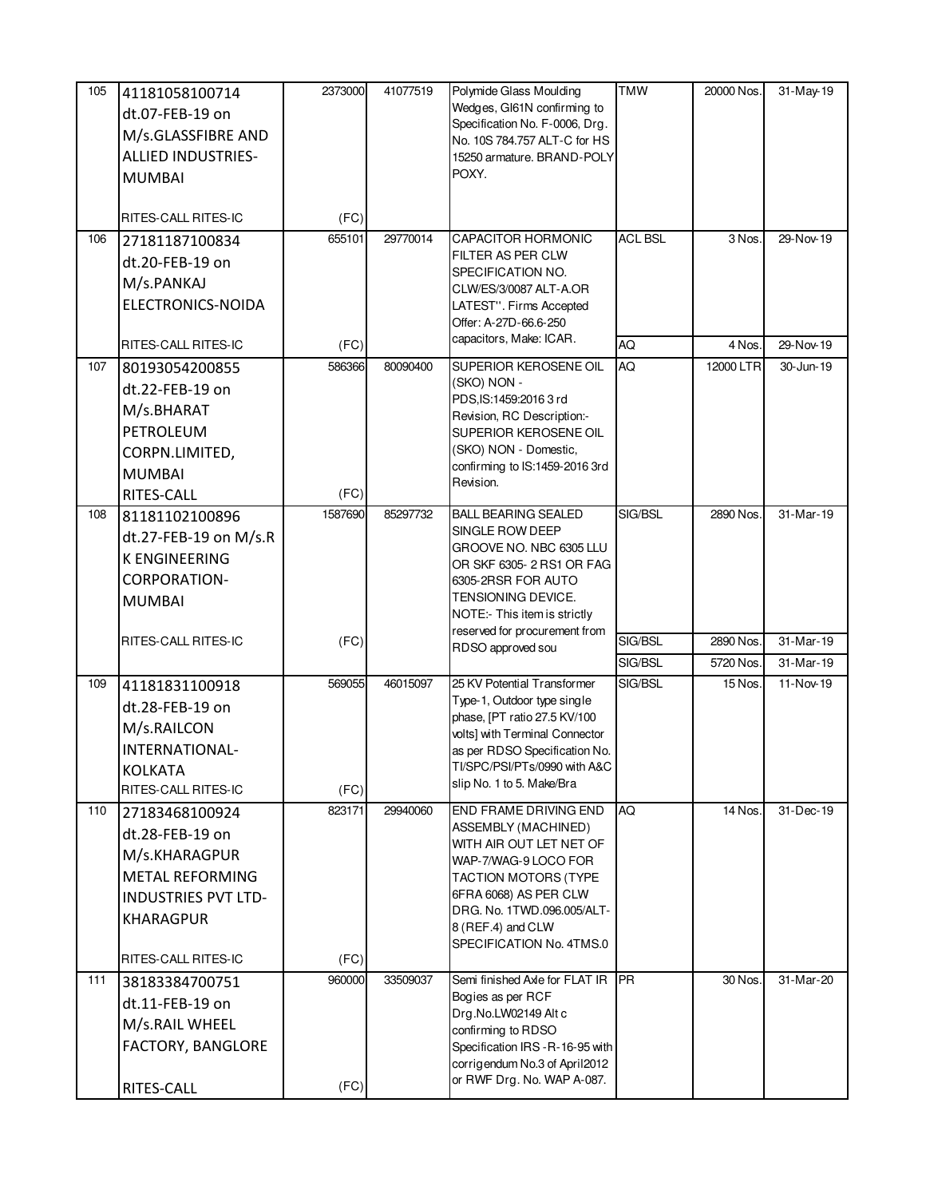| 105 | 41181058100714 dt.07-FEB-19 on M/s.GLASSFIBRE AND ALLIED INDUSTRIES-MUMBAI<br><br>RITES-CALL RITES-IC | 2373000<br><br>(FC) | 41077519 | Polymide Glass Moulding Wedges, GI61N confirming to Specification No. F-0006, Drg. No. 10S 784.757 ALT-C for HS 15250 armature. BRAND-POLY POXY. | TMW | 20000 Nos. | 31-May-19 |
|---|---|---|---|---|---|---|---|
| 106 | 27181187100834 dt.20-FEB-19 on M/s.PANKAJ ELECTRONICS-NOIDA<br><br>RITES-CALL RITES-IC | 655101<br><br>(FC) | 29770014 | CAPACITOR HORMONIC FILTER AS PER CLW SPECIFICATION NO. CLW/ES/3/0087 ALT-A.OR LATEST''. Firms Accepted Offer: A-27D-66.6-250 capacitors, Make: ICAR. | ACL BSL | 3 Nos. | 29-Nov-19 |
| | | | | | AQ | 4 Nos. | 29-Nov-19 |
| 107 | 80193054200855 dt.22-FEB-19 on M/s.BHARAT PETROLEUM CORPN.LIMITED, MUMBAI RITES-CALL | 586366<br><br>(FC) | 80090400 | SUPERIOR KEROSENE OIL (SKO) NON - PDS,IS:1459:2016 3 rd Revision, RC Description:- SUPERIOR KEROSENE OIL (SKO) NON - Domestic, confirming to IS:1459-2016 3rd Revision. | AQ | 12000 LTR | 30-Jun-19 |
| 108 | 81181102100896 dt.27-FEB-19 on M/s.R K ENGINEERING CORPORATION-MUMBAI<br><br>RITES-CALL RITES-IC | 1587690<br><br>(FC) | 85297732 | BALL BEARING SEALED SINGLE ROW DEEP GROOVE NO. NBC 6305 LLU OR SKF 6305- 2 RS1 OR FAG 6305-2RSR FOR AUTO TENSIONING DEVICE. NOTE:- This item is strictly reserved for procurement from RDSO approved sou | SIG/BSL | 2890 Nos. | 31-Mar-19 |
| | | | | | SIG/BSL | 2890 Nos. | 31-Mar-19 |
| | | | | | SIG/BSL | 5720 Nos. | 31-Mar-19 |
| 109 | 41181831100918 dt.28-FEB-19 on M/s.RAILCON INTERNATIONAL-KOLKATA<br>RITES-CALL RITES-IC | 569055<br><br>(FC) | 46015097 | 25 KV Potential Transformer Type-1, Outdoor type single phase, [PT ratio 27.5 KV/100 volts] with Terminal Connector as per RDSO Specification No. TI/SPC/PSI/PTs/0990 with A&C slip No. 1 to 5. Make/Bra | SIG/BSL | 15 Nos. | 11-Nov-19 |
| 110 | 27183468100924 dt.28-FEB-19 on M/s.KHARAGPUR METAL REFORMING INDUSTRIES PVT LTD-KHARAGPUR<br><br>RITES-CALL RITES-IC | 823171<br><br>(FC) | 29940060 | END FRAME DRIVING END ASSEMBLY (MACHINED) WITH AIR OUT LET NET OF WAP-7/WAG-9 LOCO FOR TACTION MOTORS (TYPE 6FRA 6068) AS PER CLW DRG. No. 1TWD.096.005/ALT-8 (REF.4) and CLW SPECIFICATION No. 4TMS.0 | AQ | 14 Nos. | 31-Dec-19 |
| 111 | 38183384700751 dt.11-FEB-19 on M/s.RAIL WHEEL FACTORY, BANGLORE<br><br>RITES-CALL | 960000<br><br>(FC) | 33509037 | Semi finished Axle for FLAT IR Bogies as per RCF Drg.No.LW02149 Alt c confirming to RDSO Specification IRS -R-16-95 with corrigendum No.3 of April2012 or RWF Drg. No. WAP A-087. | PR | 30 Nos. | 31-Mar-20 |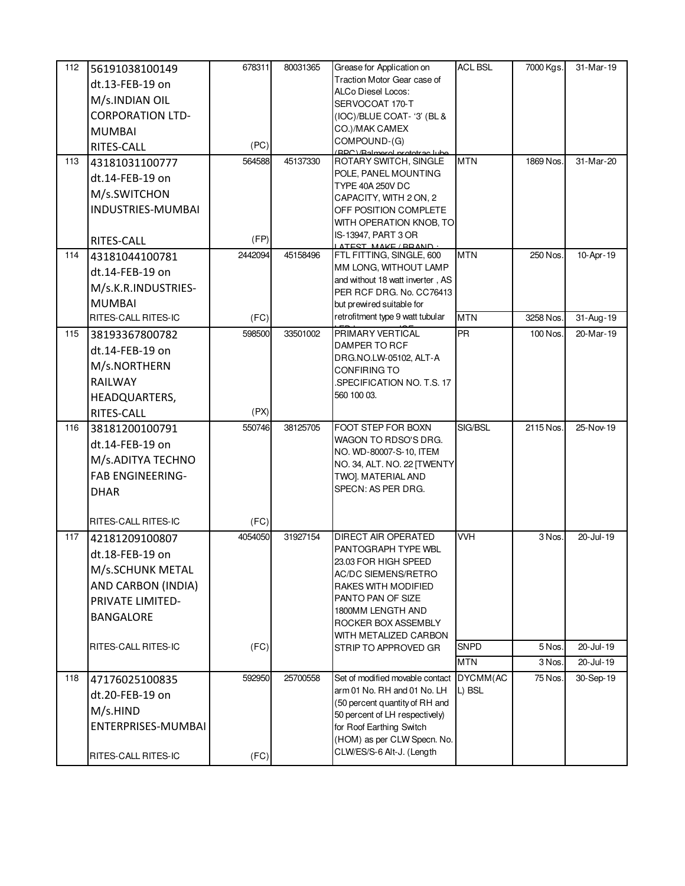| 112 | 56191038100149 dt.13-FEB-19 on M/s.INDIAN OIL CORPORATION LTD-MUMBAI RITES-CALL | 678311 (PC) | 80031365 | Grease for Application on Traction Motor Gear case of ALCo Diesel Locos: SERVOCOAT 170-T (IOC)/BLUE COAT- '3' (BL & CO.)/MAK CAMEX COMPOUND-(G) (BPC)/Balmerol prototrac lube | ACL BSL | 7000 Kgs. | 31-Mar-19 |
|---|---|---|---|---|---|---|---|
| 113 | 43181031100777 dt.14-FEB-19 on M/s.SWITCHON INDUSTRIES-MUMBAI RITES-CALL | 564588 (FP) | 45137330 | ROTARY SWITCH, SINGLE POLE, PANEL MOUNTING TYPE 40A 250V DC CAPACITY, WITH 2 ON, 2 OFF POSITION COMPLETE WITH OPERATION KNOB, TO IS-13947, PART 3 OR LATEST. MAKE / BRAND : | MTN | 1869 Nos. | 31-Mar-20 |
| 114 | 43181044100781 dt.14-FEB-19 on M/s.K.R.INDUSTRIES-MUMBAI RITES-CALL RITES-IC | 2442094 (FC) | 45158496 | FTL FITTING, SINGLE, 600 MM LONG, WITHOUT LAMP and without 18 watt inverter , AS PER RCF DRG. No. CC76413 but prewired suitable for retrofitment type 9 watt tubular | MTN | 250 Nos. | 10-Apr-19 |
| | | | | | MTN | 3258 Nos. | 31-Aug-19 |
| 115 | 38193367800782 dt.14-FEB-19 on M/s.NORTHERN RAILWAY HEADQUARTERS, RITES-CALL | 598500 (PX) | 33501002 | PRIMARY VERTICAL DAMPER TO RCF DRG.NO.LW-05102, ALT-A CONFIRING TO .SPECIFICATION NO. T.S. 17 560 100 03. | PR | 100 Nos. | 20-Mar-19 |
| 116 | 38181200100791 dt.14-FEB-19 on M/s.ADITYA TECHNO FAB ENGINEERING-DHAR RITES-CALL RITES-IC | 550746 (FC) | 38125705 | FOOT STEP FOR BOXN WAGON TO RDSO'S DRG. NO. WD-80007-S-10, ITEM NO. 34, ALT. NO. 22 [TWENTY TWO]. MATERIAL AND SPECN: AS PER DRG. | SIG/BSL | 2115 Nos. | 25-Nov-19 |
| 117 | 42181209100807 dt.18-FEB-19 on M/s.SCHUNK METAL AND CARBON (INDIA) PRIVATE LIMITED-BANGALORE RITES-CALL RITES-IC | 4054050 (FC) | 31927154 | DIRECT AIR OPERATED PANTOGRAPH TYPE WBL 23.03 FOR HIGH SPEED AC/DC SIEMENS/RETRO RAKES WITH MODIFIED PANTO PAN OF SIZE 1800MM LENGTH AND ROCKER BOX ASSEMBLY WITH METALIZED CARBON STRIP TO APPROVED GR | VVH | 3 Nos. | 20-Jul-19 |
| | | | | | SNPD | 5 Nos. | 20-Jul-19 |
| | | | | | MTN | 3 Nos. | 20-Jul-19 |
| 118 | 47176025100835 dt.20-FEB-19 on M/s.HIND ENTERPRISES-MUMBAI RITES-CALL RITES-IC | 592950 (FC) | 25700558 | Set of modified movable contact arm 01 No. RH and 01 No. LH (50 percent quantity of RH and 50 percent of LH respectively) for Roof Earthing Switch (HOM) as per CLW Specn. No. CLW/ES/S-6 Alt-J. (Length | DYCMM(ACL) BSL | 75 Nos. | 30-Sep-19 |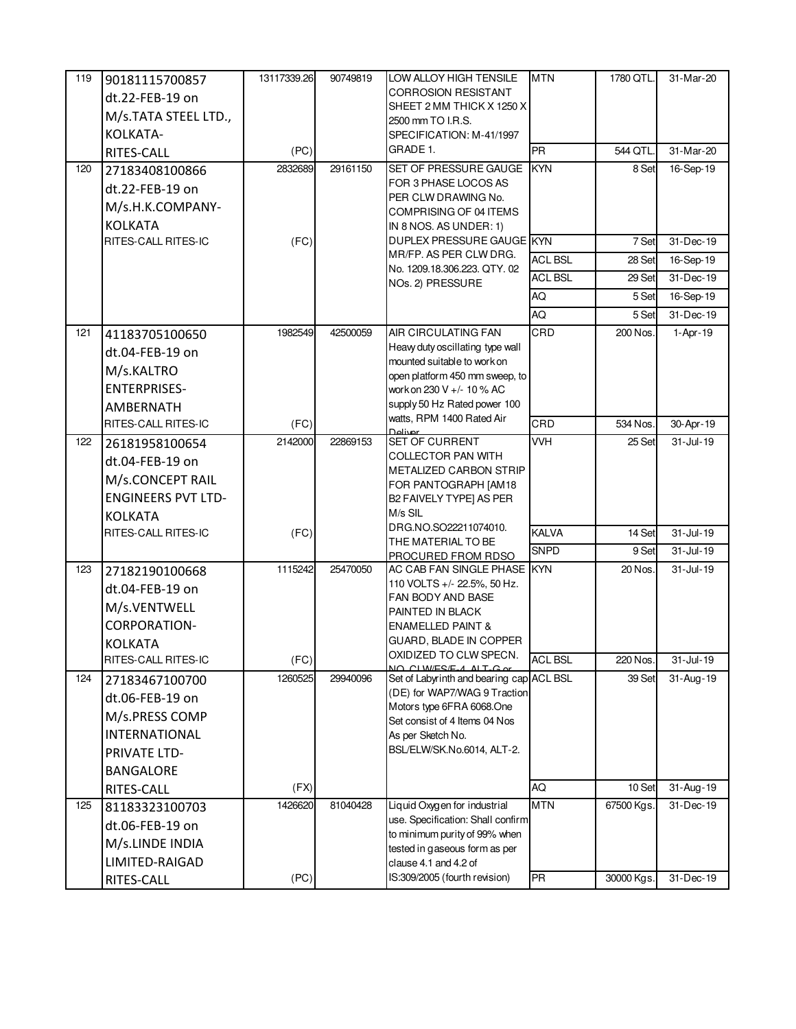| 119 | 90181115700857 dt.22-FEB-19 on M/s.TATA STEEL LTD., KOLKATA- RITES-CALL | 13117339.26 (PC) | 90749819 | LOW ALLOY HIGH TENSILE CORROSION RESISTANT SHEET 2 MM THICK X 1250 X 2500 mm TO I.R.S. SPECIFICATION: M-41/1997 GRADE 1. | MTN | 1780 QTL. | 31-Mar-20 |
|---|---|---|---|---|---|---|---|
| | | | | | PR | 544 QTL. | 31-Mar-20 |
| 120 | 27183408100866 dt.22-FEB-19 on M/s.H.K.COMPANY- KOLKATA RITES-CALL RITES-IC | 2832689 (FC) | 29161150 | SET OF PRESSURE GAUGE FOR 3 PHASE LOCOS AS PER CLW DRAWING No. COMPRISING OF 04 ITEMS IN 8 NOS. AS UNDER: 1) DUPLEX PRESSURE GAUGE MR/FP. AS PER CLW DRG. No. 1209.18.306.223. QTY. 02 NOs. 2) PRESSURE | KYN | 8 Set | 16-Sep-19 |
| | | | | | KYN | 7 Set | 31-Dec-19 |
| | | | | | ACL BSL | 28 Set | 16-Sep-19 |
| | | | | | ACL BSL | 29 Set | 31-Dec-19 |
| | | | | | AQ | 5 Set | 16-Sep-19 |
| | | | | | AQ | 5 Set | 31-Dec-19 |
| 121 | 41183705100650 dt.04-FEB-19 on M/s.KALTRO ENTERPRISES- AMBERNATH RITES-CALL RITES-IC | 1982549 (FC) | 42500059 | AIR CIRCULATING FAN Heavy duty oscillating type wall mounted suitable to work on open platform 450 mm sweep, to work on 230 V +/- 10 % AC supply 50 Hz Rated power 100 watts, RPM 1400 Rated Air Deliver | CRD | 200 Nos. | 1-Apr-19 |
| | | | | | CRD | 534 Nos. | 30-Apr-19 |
| 122 | 26181958100654 dt.04-FEB-19 on M/s.CONCEPT RAIL ENGINEERS PVT LTD- KOLKATA RITES-CALL RITES-IC | 2142000 (FC) | 22869153 | SET OF CURRENT COLLECTOR PAN WITH METALIZED CARBON STRIP FOR PANTOGRAPH [AM18 B2 FAIVELY TYPE] AS PER M/s SIL DRG.NO.SO22211074010. THE MATERIAL TO BE PROCURED FROM RDSO | VVH | 25 Set | 31-Jul-19 |
| | | | | | KALVA | 14 Set | 31-Jul-19 |
| | | | | | SNPD | 9 Set | 31-Jul-19 |
| 123 | 27182190100668 dt.04-FEB-19 on M/s.VENTWELL CORPORATION- KOLKATA RITES-CALL RITES-IC | 1115242 (FC) | 25470050 | AC CAB FAN SINGLE PHASE 110 VOLTS +/- 22.5%, 50 Hz. FAN BODY AND BASE PAINTED IN BLACK ENAMELLED PAINT & GUARD, BLADE IN COPPER OXIDIZED TO CLW SPECN. NO. CLW/ES/F-4, ALT-G or | KYN | 20 Nos. | 31-Jul-19 |
| | | | | | ACL BSL | 220 Nos. | 31-Jul-19 |
| 124 | 27183467100700 dt.06-FEB-19 on M/s.PRESS COMP INTERNATIONAL PRIVATE LTD- BANGALORE RITES-CALL | 1260525 (FX) | 29940096 | Set of Labyrinth and bearing cap (DE) for WAP7/WAG 9 Traction Motors type 6FRA 6068.One Set consist of 4 Items 04 Nos As per Sketch No. BSL/ELW/SK.No.6014, ALT-2. | ACL BSL | 39 Set | 31-Aug-19 |
| | | | | | AQ | 10 Set | 31-Aug-19 |
| 125 | 81183323100703 dt.06-FEB-19 on M/s.LINDE INDIA LIMITED-RAIGAD RITES-CALL | 1426620 (PC) | 81040428 | Liquid Oxygen for industrial use. Specification: Shall confirm to minimum purity of 99% when tested in gaseous form as per clause 4.1 and 4.2 of IS:309/2005 (fourth revision) | MTN | 67500 Kgs. | 31-Dec-19 |
| | | | | | PR | 30000 Kgs. | 31-Dec-19 |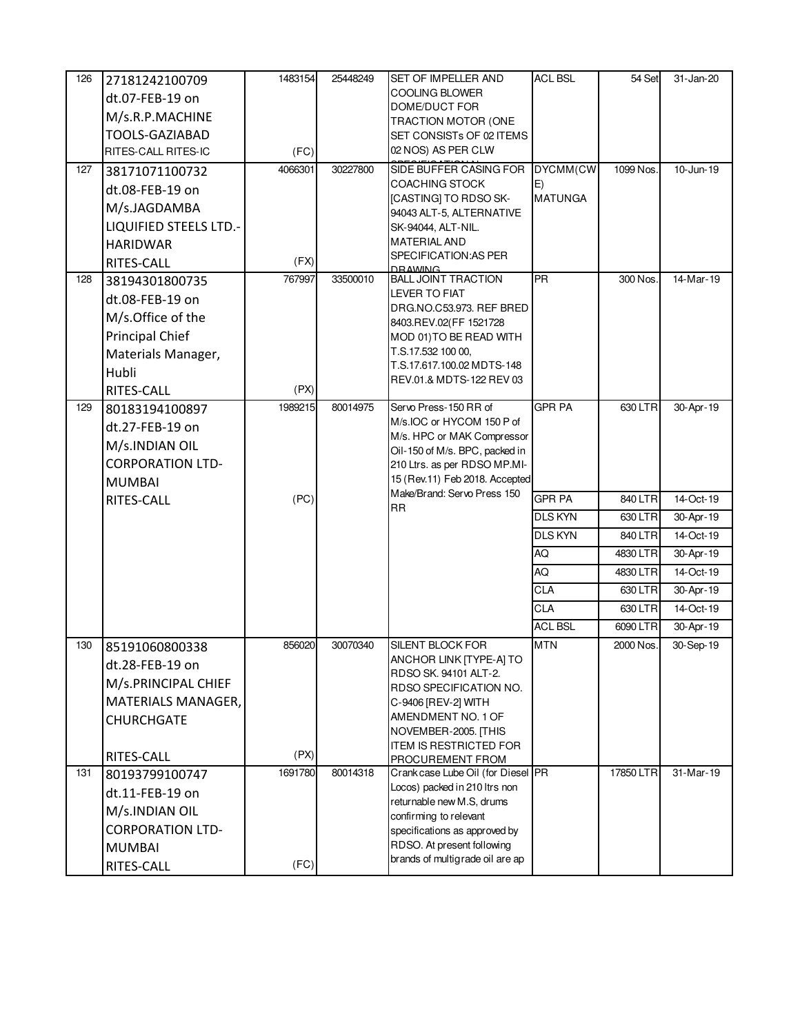| 126 | 27181242100709 dt.07-FEB-19 on M/s.R.P.MACHINE TOOLS-GAZIABAD RITES-CALL RITES-IC | 1483154 (FC) | 25448249 | SET OF IMPELLER AND COOLING BLOWER DOME/DUCT FOR TRACTION MOTOR (ONE SET CONSISTs OF 02 ITEMS 02 NOS) AS PER CLW SPECIFICATION AL | ACL BSL | 54 Set | 31-Jan-20 |
|---|---|---|---|---|---|---|---|
| 127 | 38171071100732 dt.08-FEB-19 on M/s.JAGDAMBA LIQUIFIED STEELS LTD.-HARIDWAR RITES-CALL | 4066301 (FX) | 30227800 | SIDE BUFFER CASING FOR COACHING STOCK [CASTING] TO RDSO SK-94043 ALT-5, ALTERNATIVE SK-94044, ALT-NIL. MATERIAL AND SPECIFICATION:AS PER DRAWING | DYCMM(CWE) MATUNGA | 1099 Nos. | 10-Jun-19 |
| 128 | 38194301800735 dt.08-FEB-19 on M/s.Office of the Principal Chief Materials Manager, Hubli RITES-CALL | 767997 (PX) | 33500010 | BALL JOINT TRACTION LEVER TO FIAT DRG.NO.C53.973. REF BRED 8403.REV.02(FF 1521728 MOD 01)TO BE READ WITH T.S.17.532 100 00, T.S.17.617.100.02 MDTS-148 REV.01.& MDTS-122 REV 03 | PR | 300 Nos. | 14-Mar-19 |
| 129 | 80183194100897 dt.27-FEB-19 on M/s.INDIAN OIL CORPORATION LTD-MUMBAI RITES-CALL | 1989215 (PC) | 80014975 | Servo Press-150 RR of M/s.IOC or HYCOM 150 P of M/s. HPC or MAK Compressor Oil-150 of M/s. BPC, packed in 210 Ltrs. as per RDSO MP.MI-15 (Rev.11) Feb 2018. Accepted Make/Brand: Servo Press 150 RR | GPR PA | 630 LTR | 30-Apr-19 |
| | | | | | GPR PA | 840 LTR | 14-Oct-19 |
| | | | | | DLS KYN | 630 LTR | 30-Apr-19 |
| | | | | | DLS KYN | 840 LTR | 14-Oct-19 |
| | | | | | AQ | 4830 LTR | 30-Apr-19 |
| | | | | | AQ | 4830 LTR | 14-Oct-19 |
| | | | | | CLA | 630 LTR | 30-Apr-19 |
| | | | | | CLA | 630 LTR | 14-Oct-19 |
| | | | | | ACL BSL | 6090 LTR | 30-Apr-19 |
| 130 | 85191060800338 dt.28-FEB-19 on M/s.PRINCIPAL CHIEF MATERIALS MANAGER, CHURCHGATE RITES-CALL | 856020 (PX) | 30070340 | SILENT BLOCK FOR ANCHOR LINK [TYPE-A] TO RDSO SK. 94101 ALT-2. RDSO SPECIFICATION NO. C-9406 [REV-2] WITH AMENDMENT NO. 1 OF NOVEMBER-2005. [THIS ITEM IS RESTRICTED FOR PROCUREMENT FROM | MTN | 2000 Nos. | 30-Sep-19 |
| 131 | 80193799100747 dt.11-FEB-19 on M/s.INDIAN OIL CORPORATION LTD-MUMBAI RITES-CALL | 1691780 (FC) | 80014318 | Crankcase Lube Oil (for Diesel Locos) packed in 210 ltrs non returnable new M.S, drums confirming to relevant specifications as approved by RDSO. At present following brands of multigrade oil are ap | PR | 17850 LTR | 31-Mar-19 |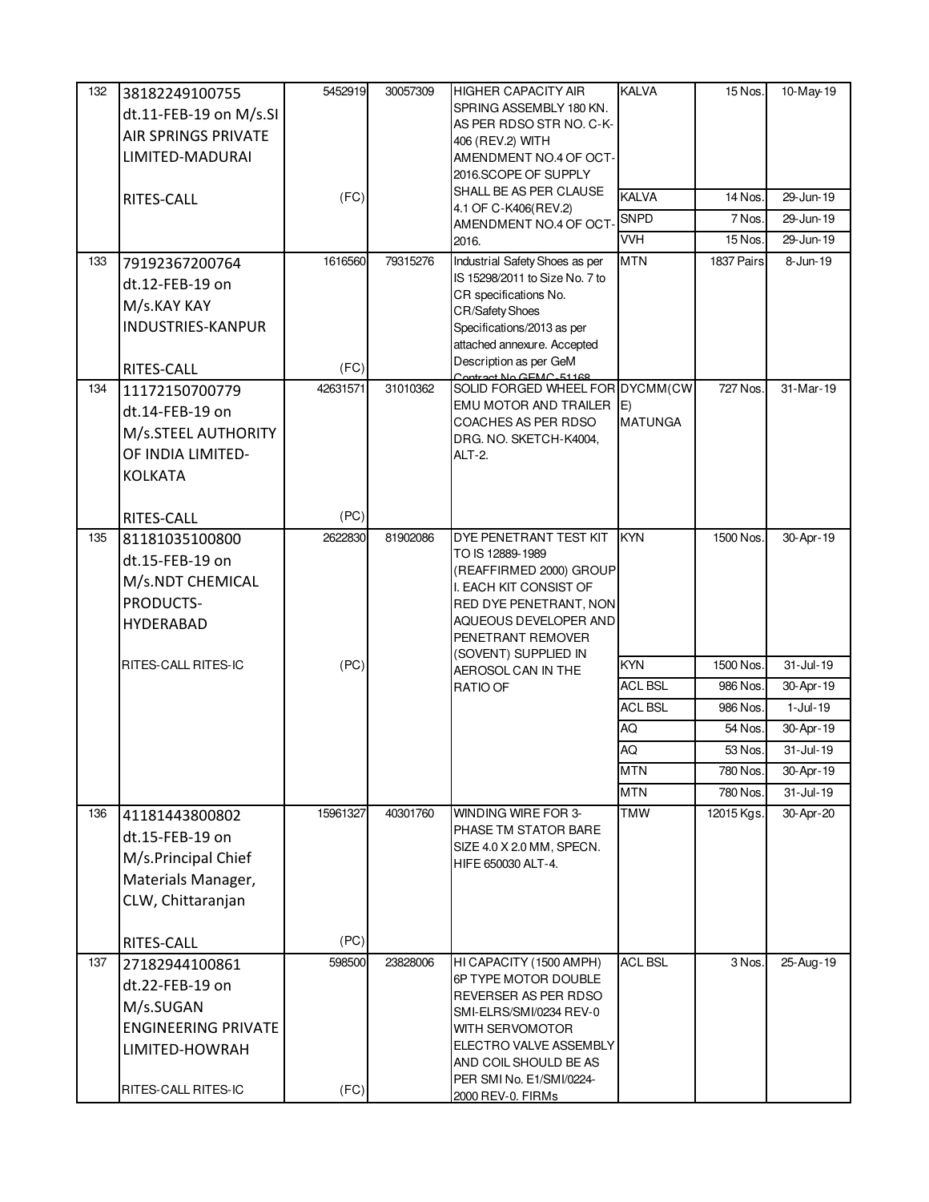| | | | | | | | |
|---|---|---|---|---|---|---|---|
| 132 | 38182249100755 dt.11-FEB-19 on M/s.SI AIR SPRINGS PRIVATE LIMITED-MADURAI RITES-CALL | 5452919 (FC) | 30057309 | HIGHER CAPACITY AIR SPRING ASSEMBLY 180 KN. AS PER RDSO STR NO. C-K-406 (REV.2) WITH AMENDMENT NO.4 OF OCT-2016.SCOPE OF SUPPLY SHALL BE AS PER CLAUSE 4.1 OF C-K406(REV.2) AMENDMENT NO.4 OF OCT-2016. | KALVA | 15 Nos. | 10-May-19 |
| | | | | | KALVA | 14 Nos. | 29-Jun-19 |
| | | | | | SNPD | 7 Nos. | 29-Jun-19 |
| | | | | | VVH | 15 Nos. | 29-Jun-19 |
| 133 | 79192367200764 dt.12-FEB-19 on M/s.KAY KAY INDUSTRIES-KANPUR RITES-CALL | 1616560 (FC) | 79315276 | Industrial Safety Shoes as per IS 15298/2011 to Size No. 7 to CR specifications No. CR/Safety Shoes Specifications/2013 as per attached annexure. Accepted Description as per GeM Contract No GEMC-51168 | MTN | 1837 Pairs | 8-Jun-19 |
| 134 | 11172150700779 dt.14-FEB-19 on M/s.STEEL AUTHORITY OF INDIA LIMITED-KOLKATA RITES-CALL | 42631571 (PC) | 31010362 | SOLID FORGED WHEEL FOR EMU MOTOR AND TRAILER COACHES AS PER RDSO DRG. NO. SKETCH-K4004, ALT-2. | DYCMM(CWE) MATUNGA | 727 Nos. | 31-Mar-19 |
| 135 | 81181035100800 dt.15-FEB-19 on M/s.NDT CHEMICAL PRODUCTS-HYDERABAD RITES-CALL RITES-IC | 2622830 (PC) | 81902086 | DYE PENETRANT TEST KIT TO IS 12889-1989 (REAFFIRMED 2000) GROUP I. EACH KIT CONSIST OF RED DYE PENETRANT, NON AQUEOUS DEVELOPER AND PENETRANT REMOVER (SOVENT) SUPPLIED IN AEROSOL CAN IN THE RATIO OF | KYN | 1500 Nos. | 30-Apr-19 |
| | | | | | KYN | 1500 Nos. | 31-Jul-19 |
| | | | | | ACL BSL | 986 Nos. | 30-Apr-19 |
| | | | | | ACL BSL | 986 Nos. | 1-Jul-19 |
| | | | | | AQ | 54 Nos. | 30-Apr-19 |
| | | | | | AQ | 53 Nos. | 31-Jul-19 |
| | | | | | MTN | 780 Nos. | 30-Apr-19 |
| | | | | | MTN | 780 Nos. | 31-Jul-19 |
| 136 | 41181443800802 dt.15-FEB-19 on M/s.Principal Chief Materials Manager, CLW, Chittaranjan RITES-CALL | 15961327 (PC) | 40301760 | WINDING WIRE FOR 3-PHASE TM STATOR BARE SIZE 4.0 X 2.0 MM, SPECN. HIFE 650030 ALT-4. | TMW | 12015 Kgs. | 30-Apr-20 |
| 137 | 27182944100861 dt.22-FEB-19 on M/s.SUGAN ENGINEERING PRIVATE LIMITED-HOWRAH RITES-CALL RITES-IC | 598500 (FC) | 23828006 | HI CAPACITY (1500 AMPH) 6P TYPE MOTOR DOUBLE REVERSER AS PER RDSO SMI-ELRS/SMI/0234 REV-0 WITH SERVOMOTOR ELECTRO VALVE ASSEMBLY AND COIL SHOULD BE AS PER SMI No. E1/SMI/0224-2000 REV-0. FIRMs | ACL BSL | 3 Nos. | 25-Aug-19 |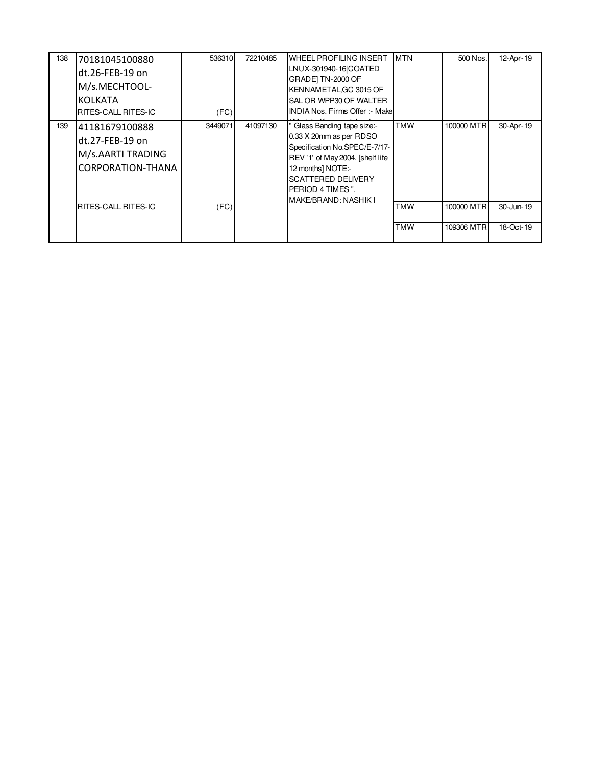| | | | | | | | |
|---|---|---|---|---|---|---|---|
| 138 | 70181045100880 dt.26-FEB-19 on M/s.MECHTOOL-KOLKATA RITES-CALL RITES-IC | 536310 (FC) | 72210485 | WHEEL PROFILING INSERT LNUX-301940-16[COATED GRADE] TN-2000 OF KENNAMETAL,GC 3015 OF SAL OR WPP30 OF WALTER INDIA Nos. Firms Offer :- Make | MTN | 500 Nos. | 12-Apr-19 |
| 139 | 41181679100888 dt.27-FEB-19 on M/s.AARTI TRADING CORPORATION-THANA RITES-CALL RITES-IC | 3449071 (FC) | 41097130 | " Glass Banding tape size:- 0.33 X 20mm as per RDSO Specification No.SPEC/E-7/17-REV '1' of May 2004. [shelf life 12 months] NOTE:- SCATTERED DELIVERY PERIOD 4 TIMES ". MAKE/BRAND: NASHIK I | TMW | 100000 MTR | 30-Apr-19 |
| | | | | | TMW | 100000 MTR | 30-Jun-19 |
| | | | | | TMW | 109306 MTR | 18-Oct-19 |